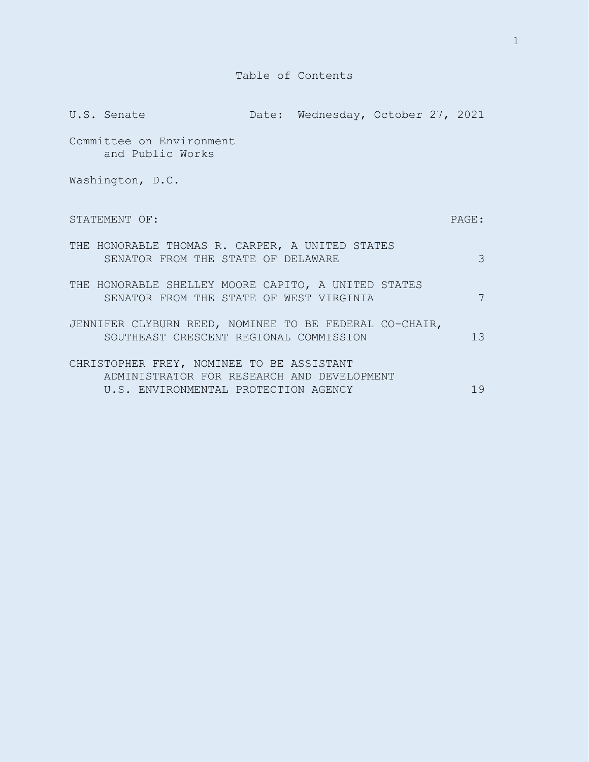# Table of Contents

U.S. Senate Date: Wednesday, October 27, 2021

Committee on Environment and Public Works

Washington, D.C.

| STATEMENT OF: | PAGE: |
|---|---|
| THE HONORABLE THOMAS R. CARPER, A UNITED STATES SENATOR FROM THE STATE OF DELAWARE | 3 |
| THE HONORABLE SHELLEY MOORE CAPITO, A UNITED STATES SENATOR FROM THE STATE OF WEST VIRGINIA | 7 |
| JENNIFER CLYBURN REED, NOMINEE TO BE FEDERAL CO-CHAIR, SOUTHEAST CRESCENT REGIONAL COMMISSION | 13 |
| CHRISTOPHER FREY, NOMINEE TO BE ASSISTANT ADMINISTRATOR FOR RESEARCH AND DEVELOPMENT U.S. ENVIRONMENTAL PROTECTION AGENCY | 19 |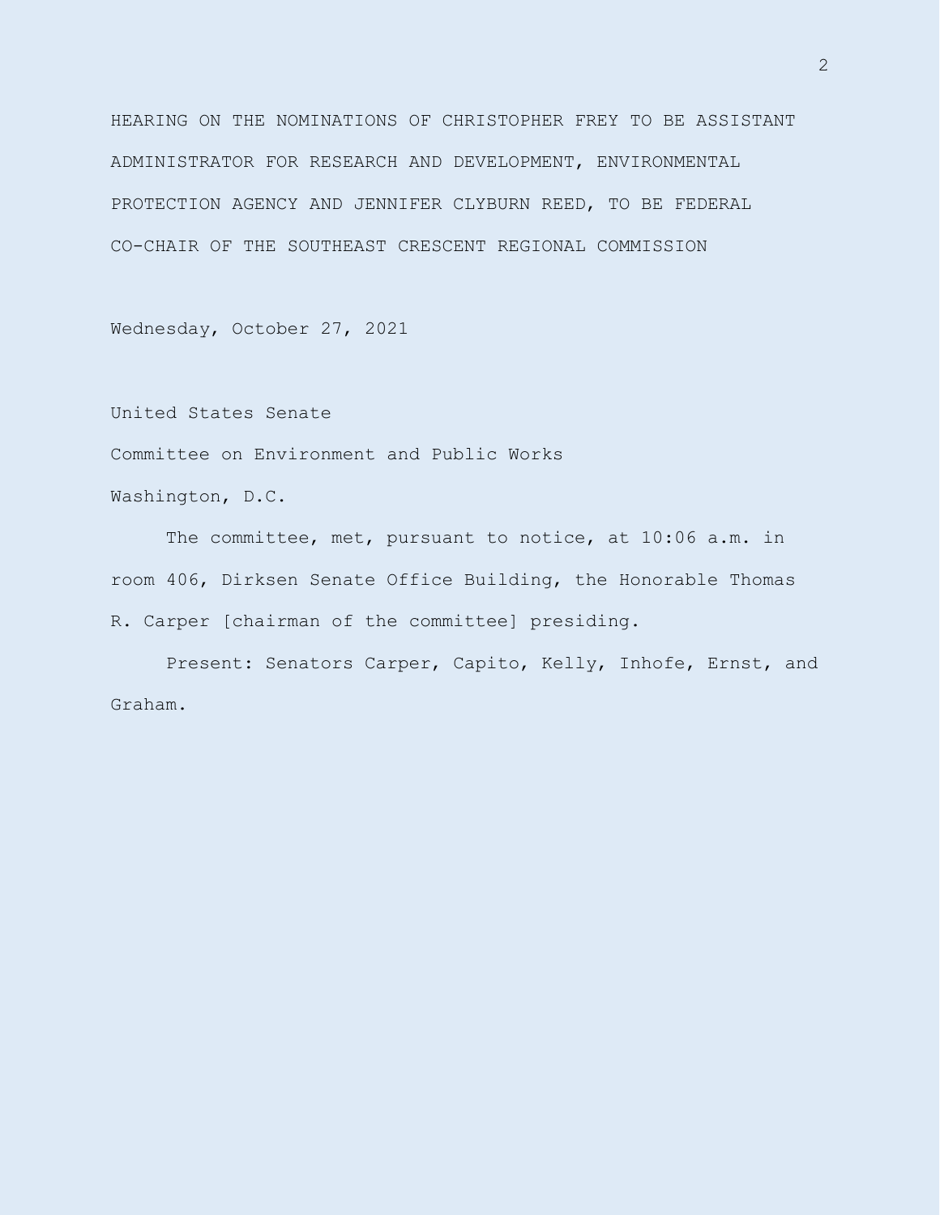HEARING ON THE NOMINATIONS OF CHRISTOPHER FREY TO BE ASSISTANT ADMINISTRATOR FOR RESEARCH AND DEVELOPMENT, ENVIRONMENTAL PROTECTION AGENCY AND JENNIFER CLYBURN REED, TO BE FEDERAL CO-CHAIR OF THE SOUTHEAST CRESCENT REGIONAL COMMISSION

Wednesday, October 27, 2021

United States Senate

Committee on Environment and Public Works

Washington, D.C.

The committee, met, pursuant to notice, at 10:06 a.m. in room 406, Dirksen Senate Office Building, the Honorable Thomas R. Carper [chairman of the committee] presiding.

Present: Senators Carper, Capito, Kelly, Inhofe, Ernst, and Graham.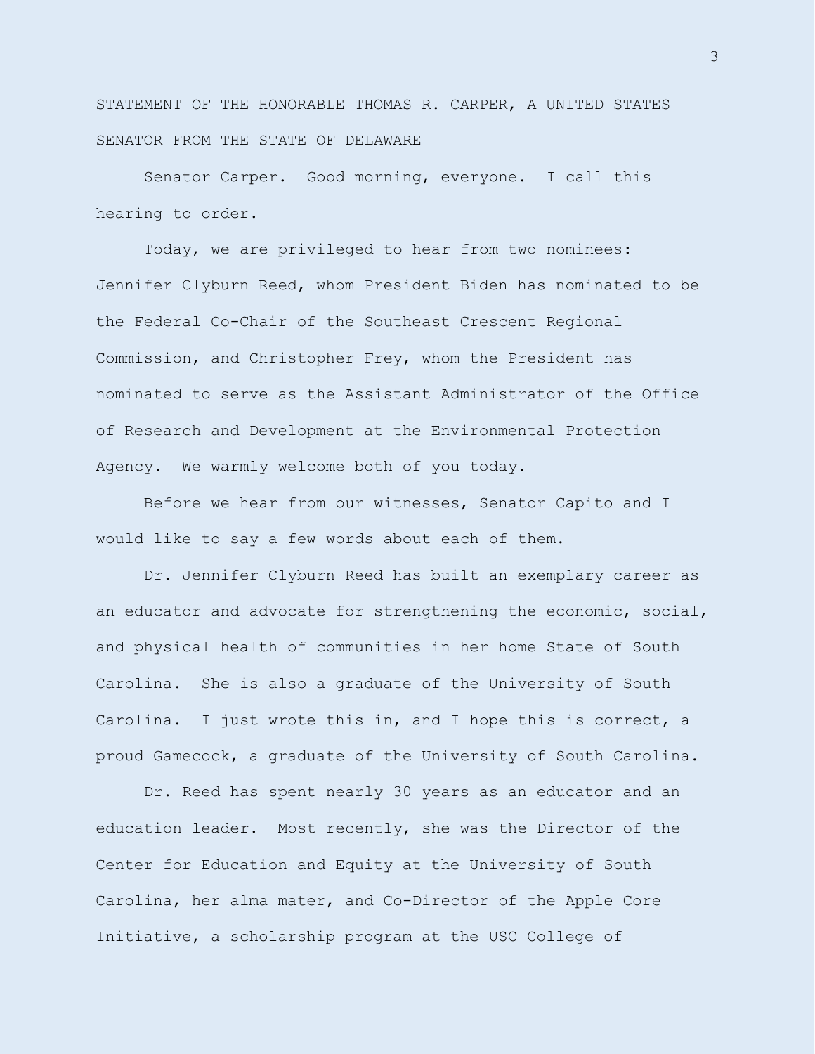STATEMENT OF THE HONORABLE THOMAS R. CARPER, A UNITED STATES SENATOR FROM THE STATE OF DELAWARE

Senator Carper. Good morning, everyone. I call this hearing to order.

Today, we are privileged to hear from two nominees: Jennifer Clyburn Reed, whom President Biden has nominated to be the Federal Co-Chair of the Southeast Crescent Regional Commission, and Christopher Frey, whom the President has nominated to serve as the Assistant Administrator of the Office of Research and Development at the Environmental Protection Agency. We warmly welcome both of you today.

Before we hear from our witnesses, Senator Capito and I would like to say a few words about each of them.

Dr. Jennifer Clyburn Reed has built an exemplary career as an educator and advocate for strengthening the economic, social, and physical health of communities in her home State of South Carolina. She is also a graduate of the University of South Carolina. I just wrote this in, and I hope this is correct, a proud Gamecock, a graduate of the University of South Carolina.

Dr. Reed has spent nearly 30 years as an educator and an education leader. Most recently, she was the Director of the Center for Education and Equity at the University of South Carolina, her alma mater, and Co-Director of the Apple Core Initiative, a scholarship program at the USC College of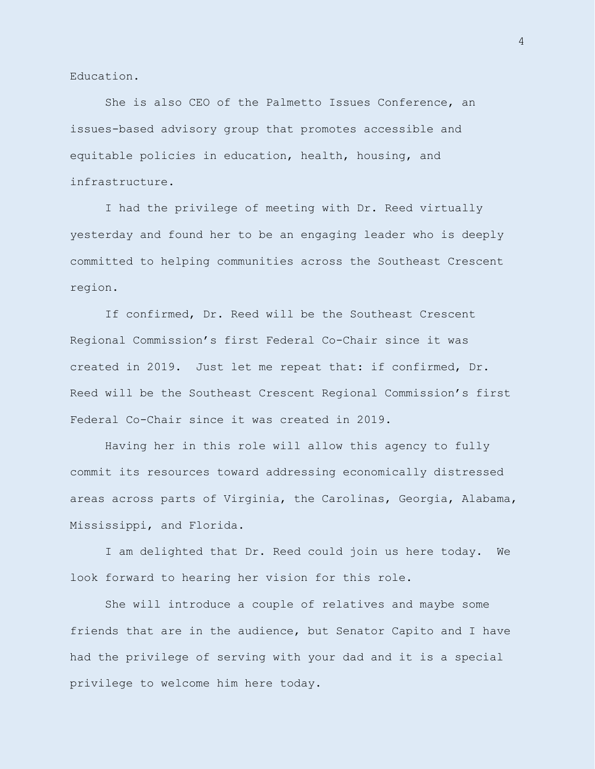Education.

She is also CEO of the Palmetto Issues Conference, an issues-based advisory group that promotes accessible and equitable policies in education, health, housing, and infrastructure.

I had the privilege of meeting with Dr. Reed virtually yesterday and found her to be an engaging leader who is deeply committed to helping communities across the Southeast Crescent region.

If confirmed, Dr. Reed will be the Southeast Crescent Regional Commission's first Federal Co-Chair since it was created in 2019. Just let me repeat that: if confirmed, Dr. Reed will be the Southeast Crescent Regional Commission's first Federal Co-Chair since it was created in 2019.

Having her in this role will allow this agency to fully commit its resources toward addressing economically distressed areas across parts of Virginia, the Carolinas, Georgia, Alabama, Mississippi, and Florida.

I am delighted that Dr. Reed could join us here today. We look forward to hearing her vision for this role.

She will introduce a couple of relatives and maybe some friends that are in the audience, but Senator Capito and I have had the privilege of serving with your dad and it is a special privilege to welcome him here today.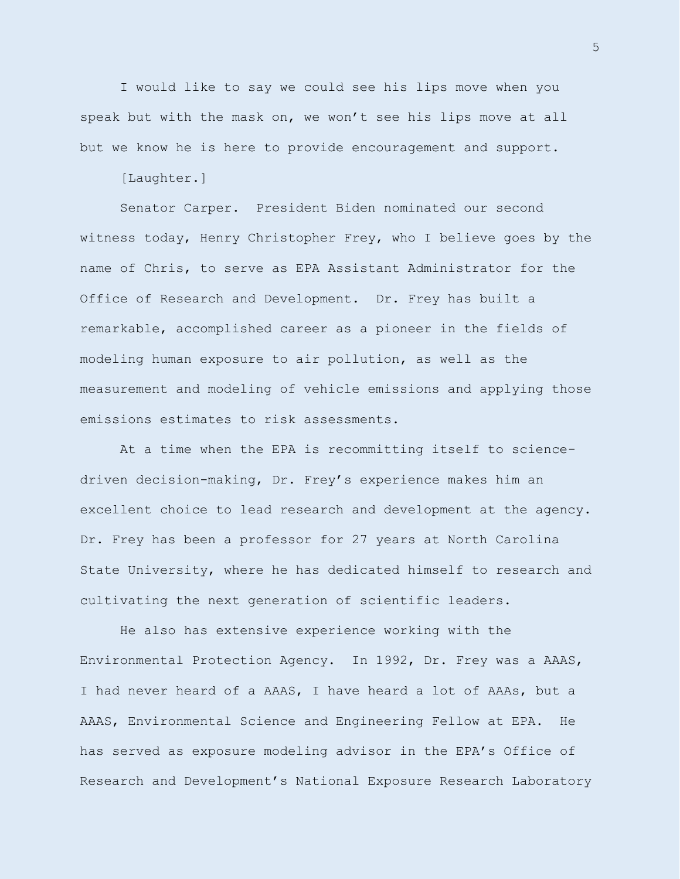I would like to say we could see his lips move when you speak but with the mask on, we won't see his lips move at all but we know he is here to provide encouragement and support.

[Laughter.]

Senator Carper. President Biden nominated our second witness today, Henry Christopher Frey, who I believe goes by the name of Chris, to serve as EPA Assistant Administrator for the Office of Research and Development. Dr. Frey has built a remarkable, accomplished career as a pioneer in the fields of modeling human exposure to air pollution, as well as the measurement and modeling of vehicle emissions and applying those emissions estimates to risk assessments.

At a time when the EPA is recommitting itself to science-driven decision-making, Dr. Frey's experience makes him an excellent choice to lead research and development at the agency. Dr. Frey has been a professor for 27 years at North Carolina State University, where he has dedicated himself to research and cultivating the next generation of scientific leaders.

He also has extensive experience working with the Environmental Protection Agency. In 1992, Dr. Frey was a AAAS, I had never heard of a AAAS, I have heard a lot of AAAs, but a AAAS, Environmental Science and Engineering Fellow at EPA. He has served as exposure modeling advisor in the EPA's Office of Research and Development's National Exposure Research Laboratory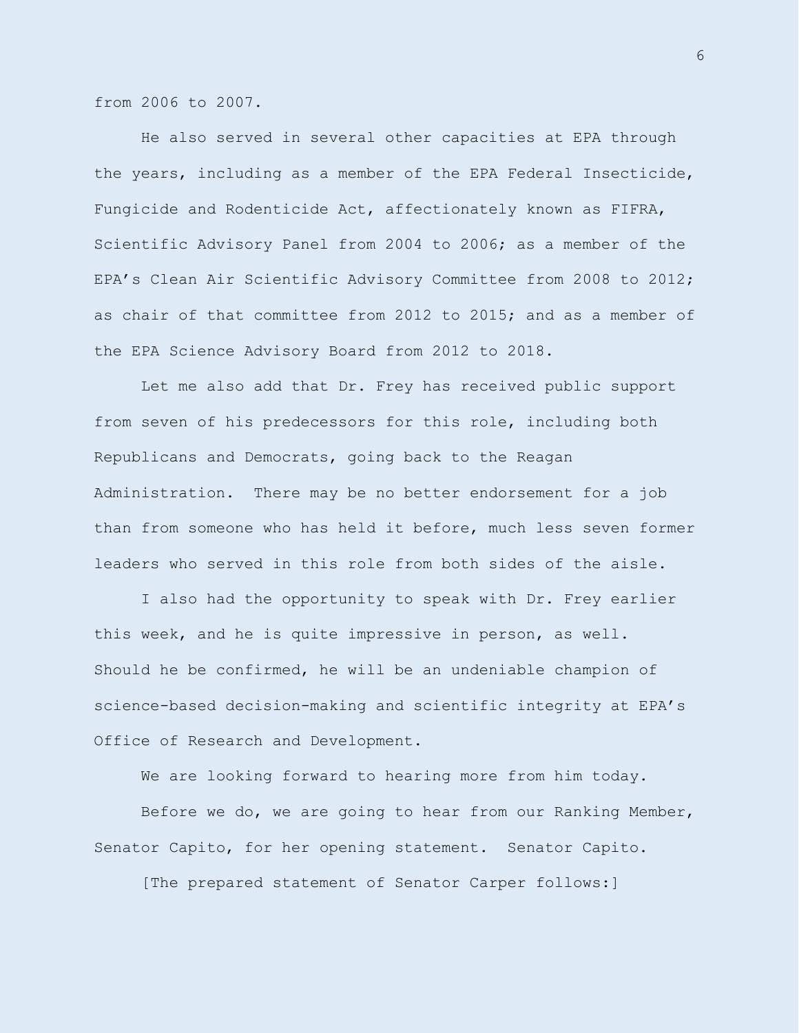from 2006 to 2007.

He also served in several other capacities at EPA through the years, including as a member of the EPA Federal Insecticide, Fungicide and Rodenticide Act, affectionately known as FIFRA, Scientific Advisory Panel from 2004 to 2006; as a member of the EPA's Clean Air Scientific Advisory Committee from 2008 to 2012; as chair of that committee from 2012 to 2015; and as a member of the EPA Science Advisory Board from 2012 to 2018.

Let me also add that Dr. Frey has received public support from seven of his predecessors for this role, including both Republicans and Democrats, going back to the Reagan Administration. There may be no better endorsement for a job than from someone who has held it before, much less seven former leaders who served in this role from both sides of the aisle.

I also had the opportunity to speak with Dr. Frey earlier this week, and he is quite impressive in person, as well. Should he be confirmed, he will be an undeniable champion of science-based decision-making and scientific integrity at EPA's Office of Research and Development.

We are looking forward to hearing more from him today.

Before we do, we are going to hear from our Ranking Member, Senator Capito, for her opening statement. Senator Capito.

[The prepared statement of Senator Carper follows:]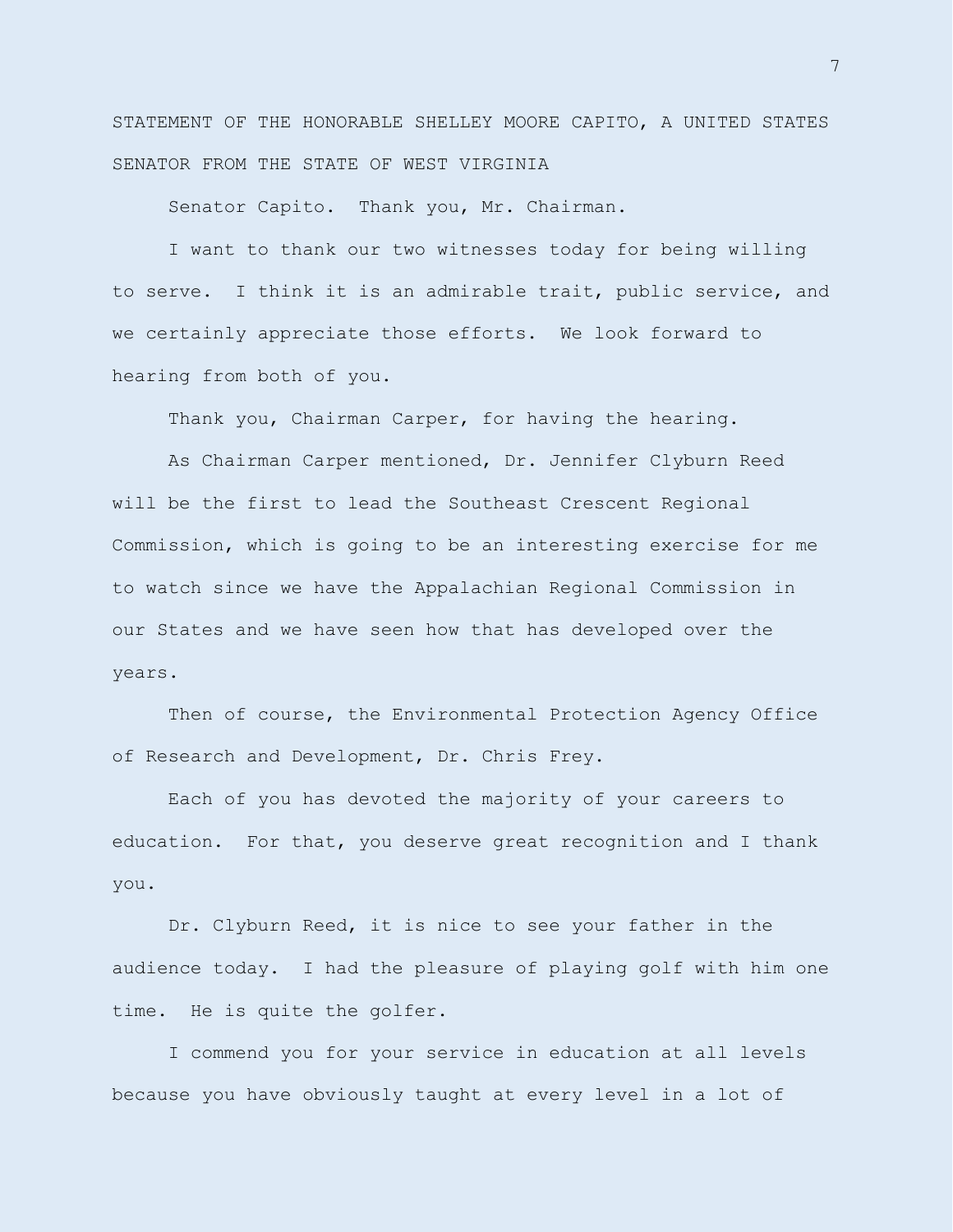STATEMENT OF THE HONORABLE SHELLEY MOORE CAPITO, A UNITED STATES SENATOR FROM THE STATE OF WEST VIRGINIA

Senator Capito. Thank you, Mr. Chairman.

I want to thank our two witnesses today for being willing to serve. I think it is an admirable trait, public service, and we certainly appreciate those efforts. We look forward to hearing from both of you.

Thank you, Chairman Carper, for having the hearing.

As Chairman Carper mentioned, Dr. Jennifer Clyburn Reed will be the first to lead the Southeast Crescent Regional Commission, which is going to be an interesting exercise for me to watch since we have the Appalachian Regional Commission in our States and we have seen how that has developed over the years.

Then of course, the Environmental Protection Agency Office of Research and Development, Dr. Chris Frey.

Each of you has devoted the majority of your careers to education. For that, you deserve great recognition and I thank you.

Dr. Clyburn Reed, it is nice to see your father in the audience today. I had the pleasure of playing golf with him one time. He is quite the golfer.

I commend you for your service in education at all levels because you have obviously taught at every level in a lot of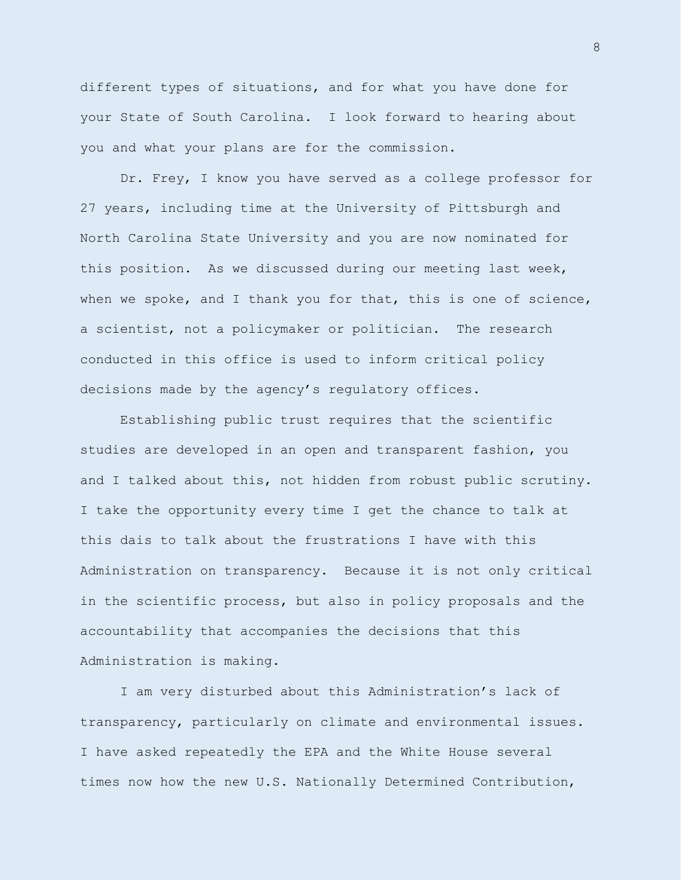different types of situations, and for what you have done for your State of South Carolina. I look forward to hearing about you and what your plans are for the commission.

Dr. Frey, I know you have served as a college professor for 27 years, including time at the University of Pittsburgh and North Carolina State University and you are now nominated for this position. As we discussed during our meeting last week, when we spoke, and I thank you for that, this is one of science, a scientist, not a policymaker or politician. The research conducted in this office is used to inform critical policy decisions made by the agency's regulatory offices.

Establishing public trust requires that the scientific studies are developed in an open and transparent fashion, you and I talked about this, not hidden from robust public scrutiny. I take the opportunity every time I get the chance to talk at this dais to talk about the frustrations I have with this Administration on transparency. Because it is not only critical in the scientific process, but also in policy proposals and the accountability that accompanies the decisions that this Administration is making.

I am very disturbed about this Administration's lack of transparency, particularly on climate and environmental issues. I have asked repeatedly the EPA and the White House several times now how the new U.S. Nationally Determined Contribution,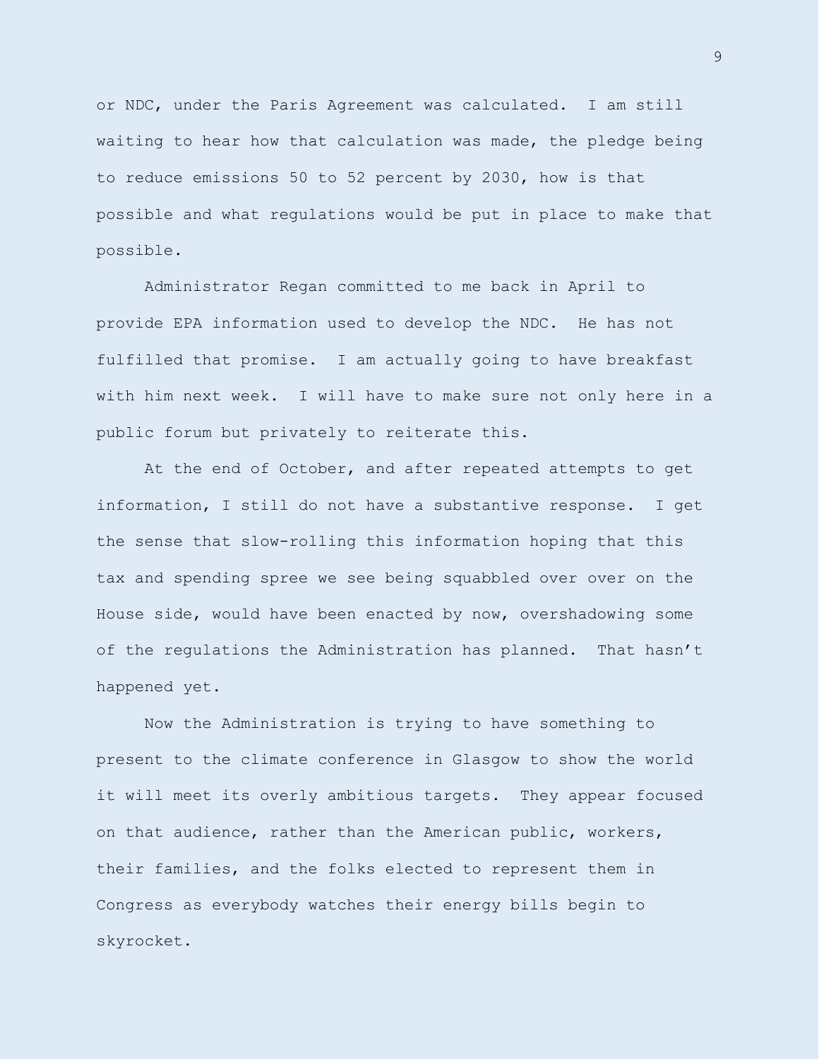or NDC, under the Paris Agreement was calculated. I am still waiting to hear how that calculation was made, the pledge being to reduce emissions 50 to 52 percent by 2030, how is that possible and what regulations would be put in place to make that possible.

Administrator Regan committed to me back in April to provide EPA information used to develop the NDC. He has not fulfilled that promise. I am actually going to have breakfast with him next week. I will have to make sure not only here in a public forum but privately to reiterate this.

At the end of October, and after repeated attempts to get information, I still do not have a substantive response. I get the sense that slow-rolling this information hoping that this tax and spending spree we see being squabbled over over on the House side, would have been enacted by now, overshadowing some of the regulations the Administration has planned. That hasn't happened yet.

Now the Administration is trying to have something to present to the climate conference in Glasgow to show the world it will meet its overly ambitious targets. They appear focused on that audience, rather than the American public, workers, their families, and the folks elected to represent them in Congress as everybody watches their energy bills begin to skyrocket.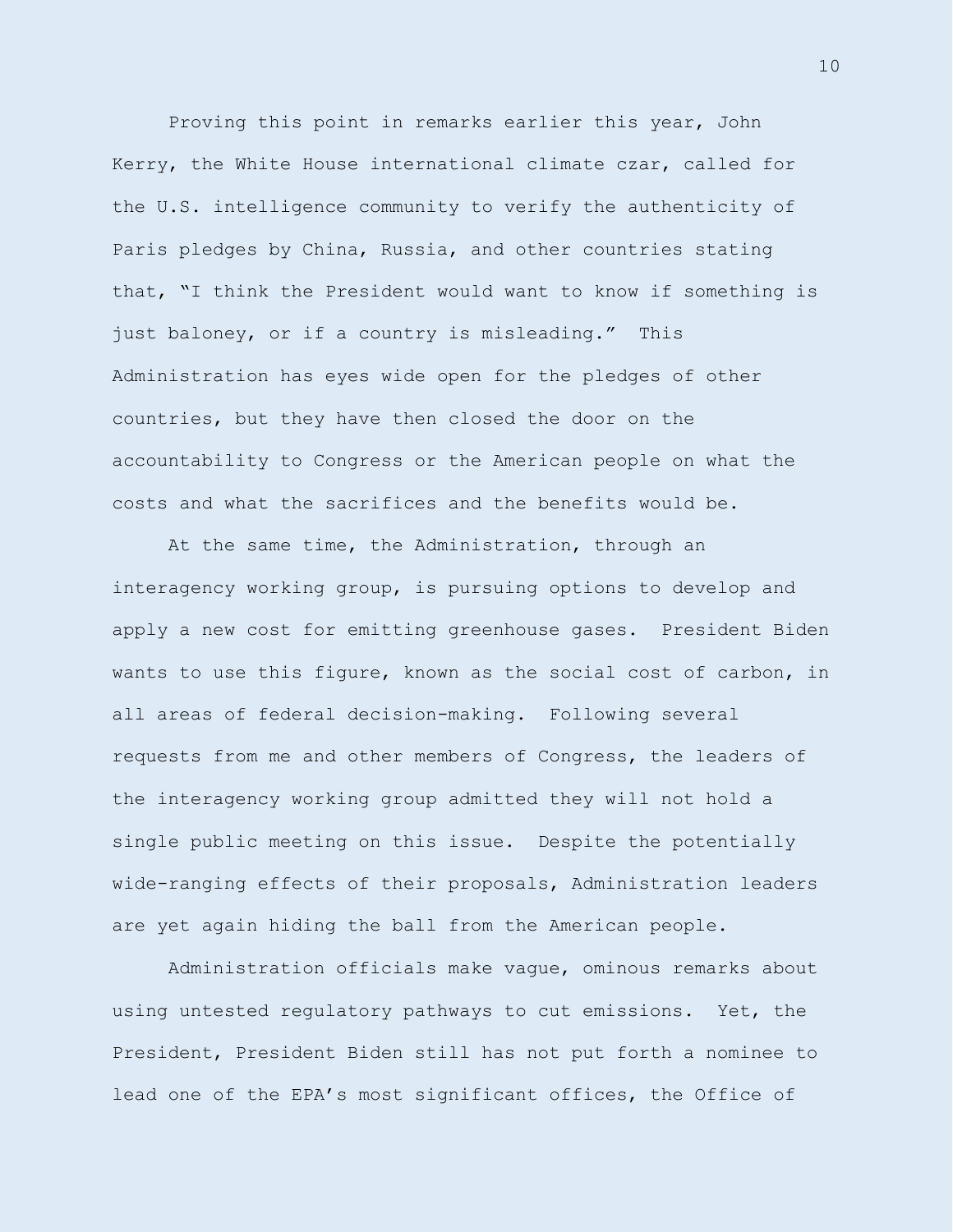Proving this point in remarks earlier this year, John Kerry, the White House international climate czar, called for the U.S. intelligence community to verify the authenticity of Paris pledges by China, Russia, and other countries stating that, "I think the President would want to know if something is just baloney, or if a country is misleading." This Administration has eyes wide open for the pledges of other countries, but they have then closed the door on the accountability to Congress or the American people on what the costs and what the sacrifices and the benefits would be.

At the same time, the Administration, through an interagency working group, is pursuing options to develop and apply a new cost for emitting greenhouse gases. President Biden wants to use this figure, known as the social cost of carbon, in all areas of federal decision-making. Following several requests from me and other members of Congress, the leaders of the interagency working group admitted they will not hold a single public meeting on this issue. Despite the potentially wide-ranging effects of their proposals, Administration leaders are yet again hiding the ball from the American people.

Administration officials make vague, ominous remarks about using untested regulatory pathways to cut emissions. Yet, the President, President Biden still has not put forth a nominee to lead one of the EPA's most significant offices, the Office of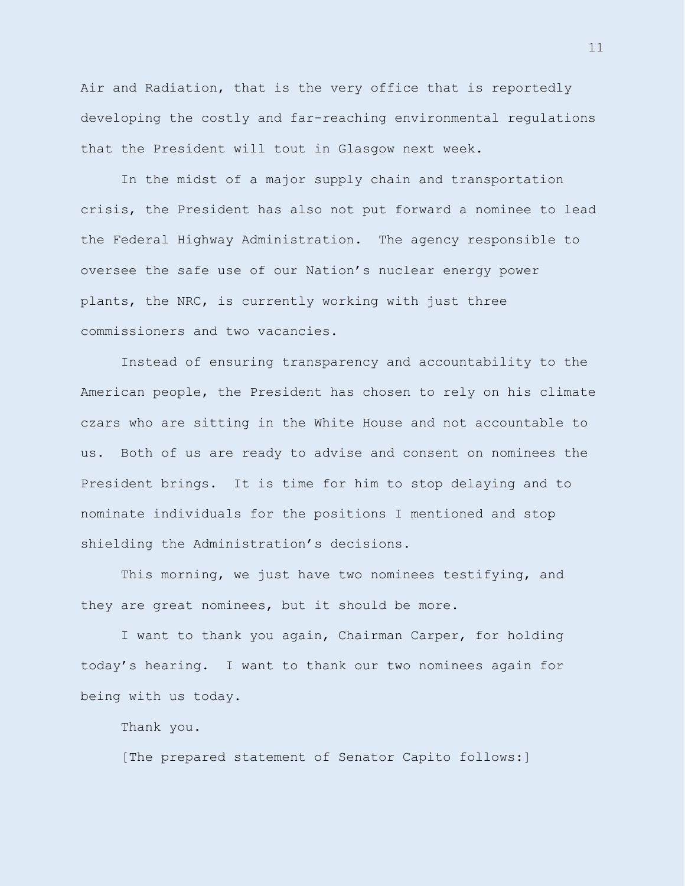Air and Radiation, that is the very office that is reportedly developing the costly and far-reaching environmental regulations that the President will tout in Glasgow next week.

In the midst of a major supply chain and transportation crisis, the President has also not put forward a nominee to lead the Federal Highway Administration. The agency responsible to oversee the safe use of our Nation's nuclear energy power plants, the NRC, is currently working with just three commissioners and two vacancies.

Instead of ensuring transparency and accountability to the American people, the President has chosen to rely on his climate czars who are sitting in the White House and not accountable to us. Both of us are ready to advise and consent on nominees the President brings. It is time for him to stop delaying and to nominate individuals for the positions I mentioned and stop shielding the Administration's decisions.

This morning, we just have two nominees testifying, and they are great nominees, but it should be more.

I want to thank you again, Chairman Carper, for holding today's hearing. I want to thank our two nominees again for being with us today.

Thank you.

[The prepared statement of Senator Capito follows:]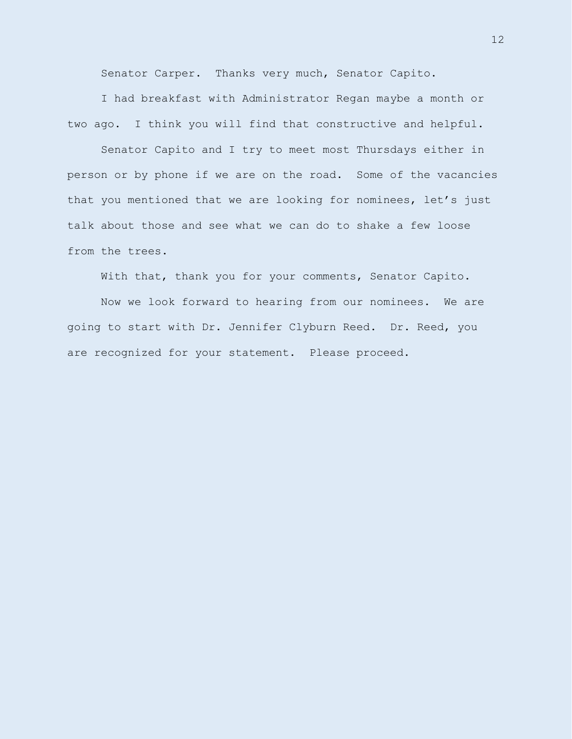Senator Carper. Thanks very much, Senator Capito.

I had breakfast with Administrator Regan maybe a month or two ago. I think you will find that constructive and helpful.

Senator Capito and I try to meet most Thursdays either in person or by phone if we are on the road. Some of the vacancies that you mentioned that we are looking for nominees, let's just talk about those and see what we can do to shake a few loose from the trees.

With that, thank you for your comments, Senator Capito.

Now we look forward to hearing from our nominees. We are going to start with Dr. Jennifer Clyburn Reed. Dr. Reed, you are recognized for your statement. Please proceed.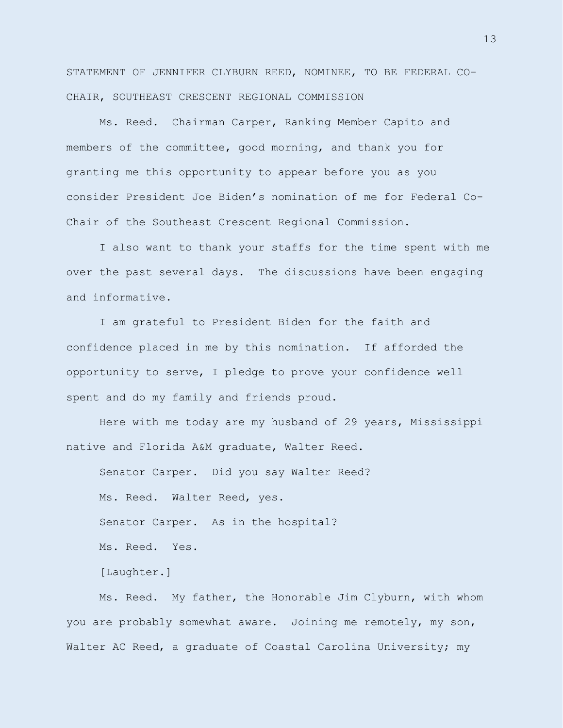STATEMENT OF JENNIFER CLYBURN REED, NOMINEE, TO BE FEDERAL CO-CHAIR, SOUTHEAST CRESCENT REGIONAL COMMISSION

Ms. Reed. Chairman Carper, Ranking Member Capito and members of the committee, good morning, and thank you for granting me this opportunity to appear before you as you consider President Joe Biden's nomination of me for Federal Co-Chair of the Southeast Crescent Regional Commission.

I also want to thank your staffs for the time spent with me over the past several days. The discussions have been engaging and informative.

I am grateful to President Biden for the faith and confidence placed in me by this nomination. If afforded the opportunity to serve, I pledge to prove your confidence well spent and do my family and friends proud.

Here with me today are my husband of 29 years, Mississippi native and Florida A&M graduate, Walter Reed.

Senator Carper. Did you say Walter Reed?

Ms. Reed. Walter Reed, yes.

Senator Carper. As in the hospital?

Ms. Reed. Yes.

[Laughter.]

Ms. Reed. My father, the Honorable Jim Clyburn, with whom you are probably somewhat aware. Joining me remotely, my son, Walter AC Reed, a graduate of Coastal Carolina University; my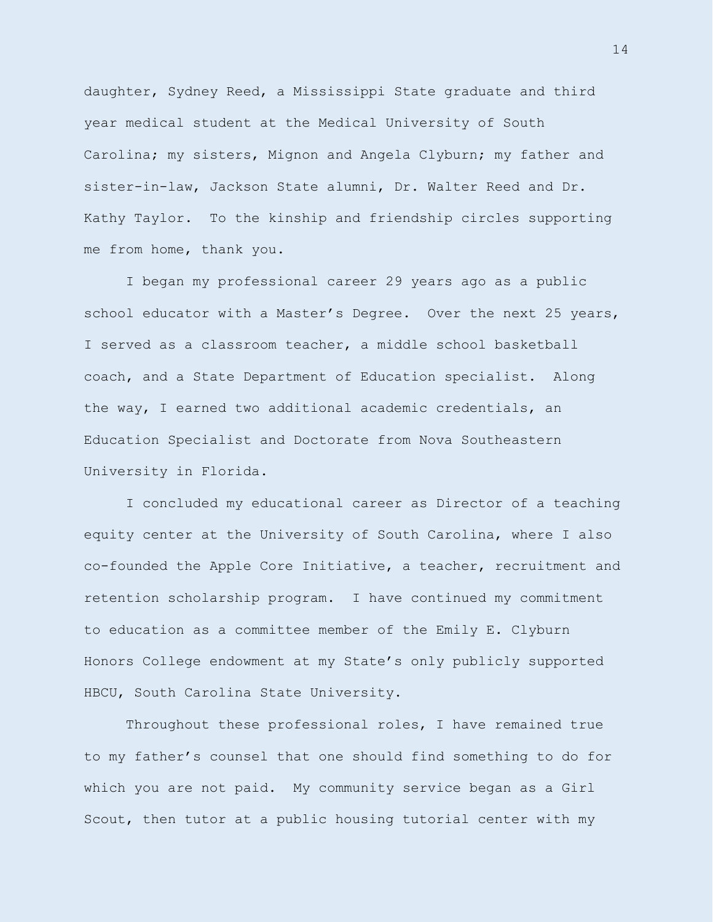daughter, Sydney Reed, a Mississippi State graduate and third year medical student at the Medical University of South Carolina; my sisters, Mignon and Angela Clyburn; my father and sister-in-law, Jackson State alumni, Dr. Walter Reed and Dr. Kathy Taylor. To the kinship and friendship circles supporting me from home, thank you.

I began my professional career 29 years ago as a public school educator with a Master's Degree. Over the next 25 years, I served as a classroom teacher, a middle school basketball coach, and a State Department of Education specialist. Along the way, I earned two additional academic credentials, an Education Specialist and Doctorate from Nova Southeastern University in Florida.

I concluded my educational career as Director of a teaching equity center at the University of South Carolina, where I also co-founded the Apple Core Initiative, a teacher, recruitment and retention scholarship program. I have continued my commitment to education as a committee member of the Emily E. Clyburn Honors College endowment at my State's only publicly supported HBCU, South Carolina State University.

Throughout these professional roles, I have remained true to my father's counsel that one should find something to do for which you are not paid. My community service began as a Girl Scout, then tutor at a public housing tutorial center with my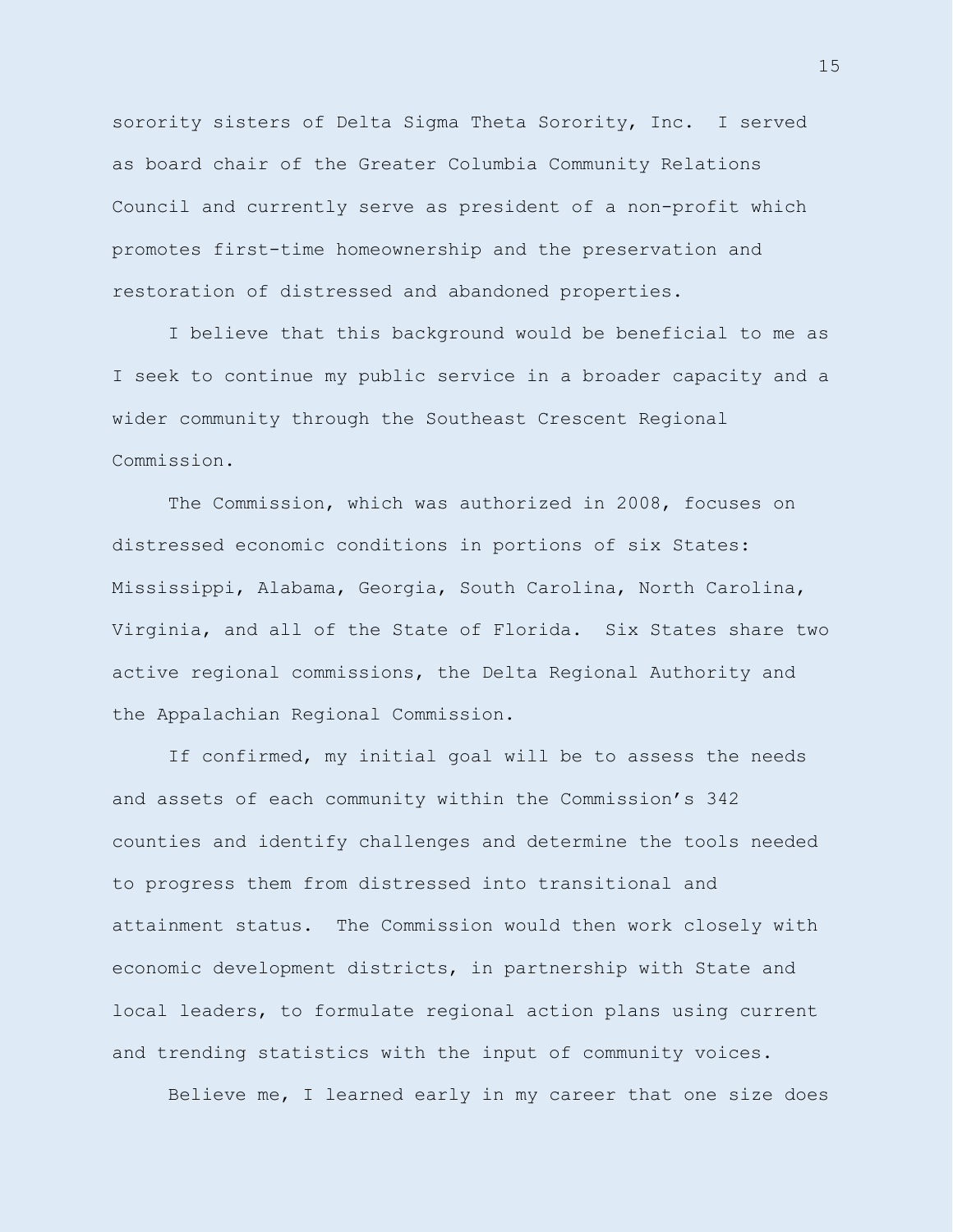sorority sisters of Delta Sigma Theta Sorority, Inc. I served as board chair of the Greater Columbia Community Relations Council and currently serve as president of a non-profit which promotes first-time homeownership and the preservation and restoration of distressed and abandoned properties.

I believe that this background would be beneficial to me as I seek to continue my public service in a broader capacity and a wider community through the Southeast Crescent Regional Commission.

The Commission, which was authorized in 2008, focuses on distressed economic conditions in portions of six States: Mississippi, Alabama, Georgia, South Carolina, North Carolina, Virginia, and all of the State of Florida. Six States share two active regional commissions, the Delta Regional Authority and the Appalachian Regional Commission.

If confirmed, my initial goal will be to assess the needs and assets of each community within the Commission's 342 counties and identify challenges and determine the tools needed to progress them from distressed into transitional and attainment status. The Commission would then work closely with economic development districts, in partnership with State and local leaders, to formulate regional action plans using current and trending statistics with the input of community voices.

Believe me, I learned early in my career that one size does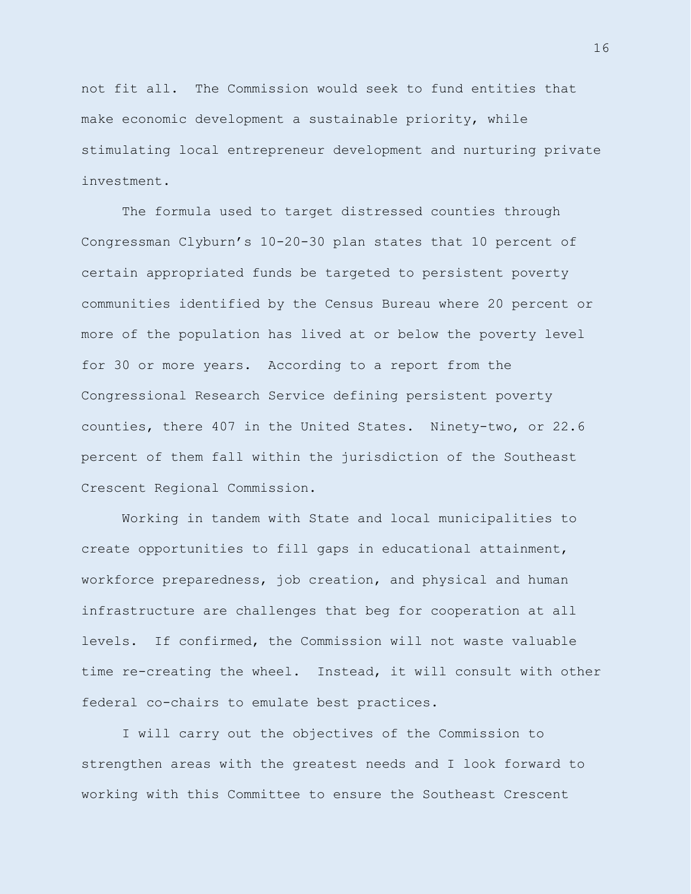not fit all. The Commission would seek to fund entities that make economic development a sustainable priority, while stimulating local entrepreneur development and nurturing private investment.

The formula used to target distressed counties through Congressman Clyburn's 10-20-30 plan states that 10 percent of certain appropriated funds be targeted to persistent poverty communities identified by the Census Bureau where 20 percent or more of the population has lived at or below the poverty level for 30 or more years. According to a report from the Congressional Research Service defining persistent poverty counties, there 407 in the United States. Ninety-two, or 22.6 percent of them fall within the jurisdiction of the Southeast Crescent Regional Commission.

Working in tandem with State and local municipalities to create opportunities to fill gaps in educational attainment, workforce preparedness, job creation, and physical and human infrastructure are challenges that beg for cooperation at all levels. If confirmed, the Commission will not waste valuable time re-creating the wheel. Instead, it will consult with other federal co-chairs to emulate best practices.

I will carry out the objectives of the Commission to strengthen areas with the greatest needs and I look forward to working with this Committee to ensure the Southeast Crescent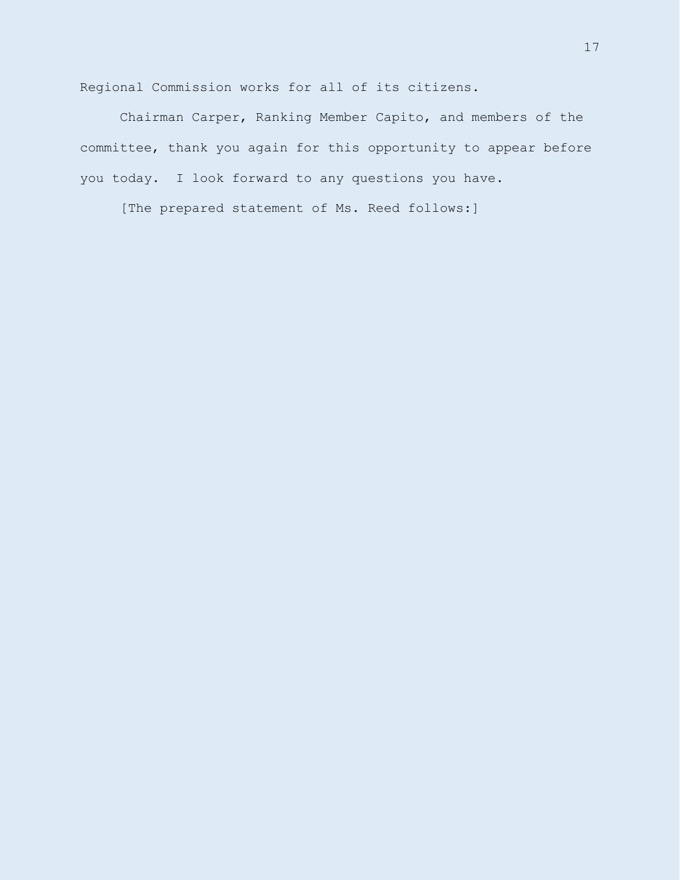Regional Commission works for all of its citizens.

Chairman Carper, Ranking Member Capito, and members of the committee, thank you again for this opportunity to appear before you today. I look forward to any questions you have.

[The prepared statement of Ms. Reed follows:]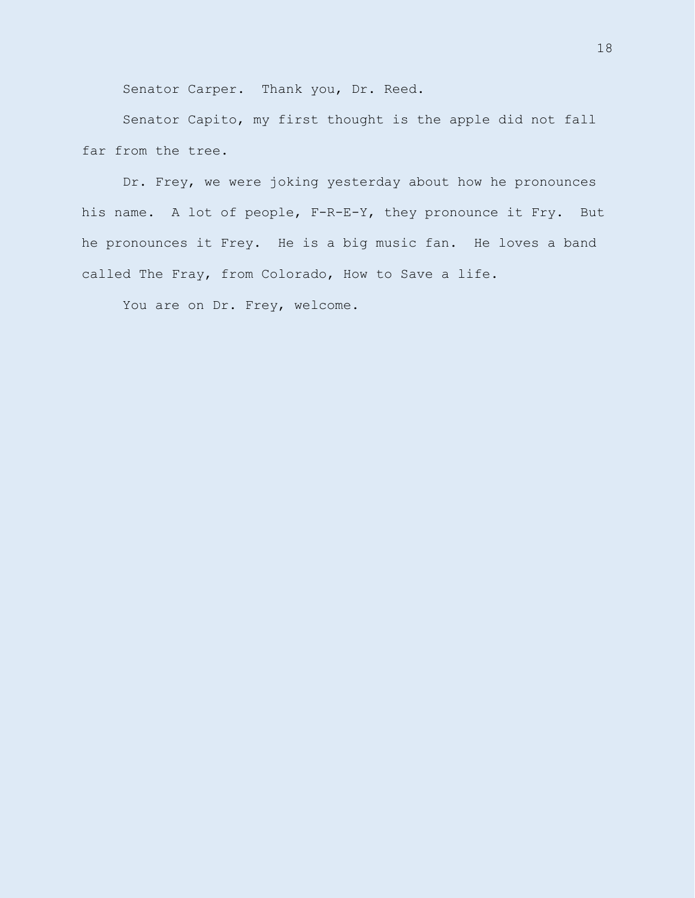Senator Carper. Thank you, Dr. Reed.

Senator Capito, my first thought is the apple did not fall far from the tree.

Dr. Frey, we were joking yesterday about how he pronounces his name. A lot of people, F-R-E-Y, they pronounce it Fry. But he pronounces it Frey. He is a big music fan. He loves a band called The Fray, from Colorado, How to Save a life.

You are on Dr. Frey, welcome.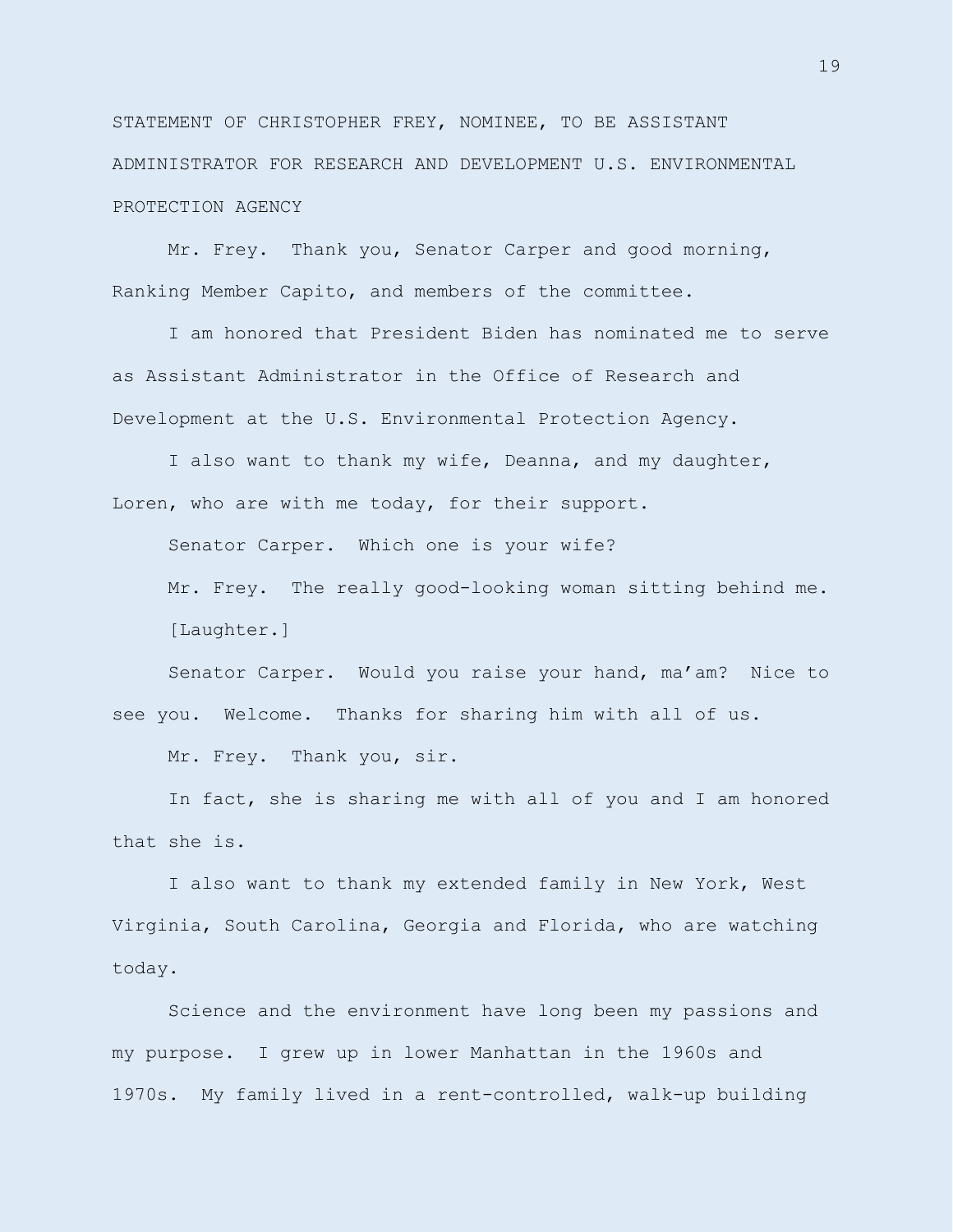STATEMENT OF CHRISTOPHER FREY, NOMINEE, TO BE ASSISTANT ADMINISTRATOR FOR RESEARCH AND DEVELOPMENT U.S. ENVIRONMENTAL PROTECTION AGENCY

Mr. Frey. Thank you, Senator Carper and good morning, Ranking Member Capito, and members of the committee.

I am honored that President Biden has nominated me to serve as Assistant Administrator in the Office of Research and Development at the U.S. Environmental Protection Agency.

I also want to thank my wife, Deanna, and my daughter, Loren, who are with me today, for their support.

Senator Carper. Which one is your wife?

Mr. Frey. The really good-looking woman sitting behind me.

[Laughter.]

Senator Carper. Would you raise your hand, ma'am? Nice to see you. Welcome. Thanks for sharing him with all of us.

Mr. Frey. Thank you, sir.

In fact, she is sharing me with all of you and I am honored that she is.

I also want to thank my extended family in New York, West Virginia, South Carolina, Georgia and Florida, who are watching today.

Science and the environment have long been my passions and my purpose. I grew up in lower Manhattan in the 1960s and 1970s. My family lived in a rent-controlled, walk-up building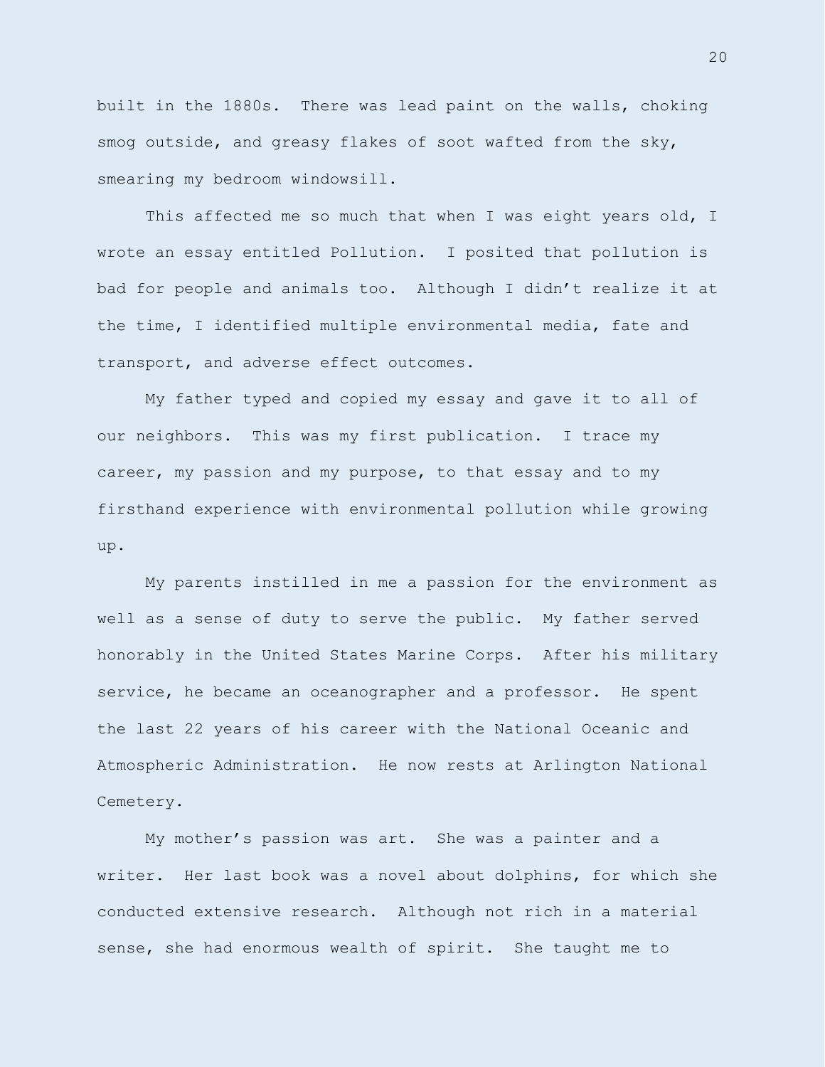built in the 1880s. There was lead paint on the walls, choking smog outside, and greasy flakes of soot wafted from the sky, smearing my bedroom windowsill.

This affected me so much that when I was eight years old, I wrote an essay entitled Pollution. I posited that pollution is bad for people and animals too. Although I didn't realize it at the time, I identified multiple environmental media, fate and transport, and adverse effect outcomes.

My father typed and copied my essay and gave it to all of our neighbors. This was my first publication. I trace my career, my passion and my purpose, to that essay and to my firsthand experience with environmental pollution while growing up.

My parents instilled in me a passion for the environment as well as a sense of duty to serve the public. My father served honorably in the United States Marine Corps. After his military service, he became an oceanographer and a professor. He spent the last 22 years of his career with the National Oceanic and Atmospheric Administration. He now rests at Arlington National Cemetery.

My mother's passion was art. She was a painter and a writer. Her last book was a novel about dolphins, for which she conducted extensive research. Although not rich in a material sense, she had enormous wealth of spirit. She taught me to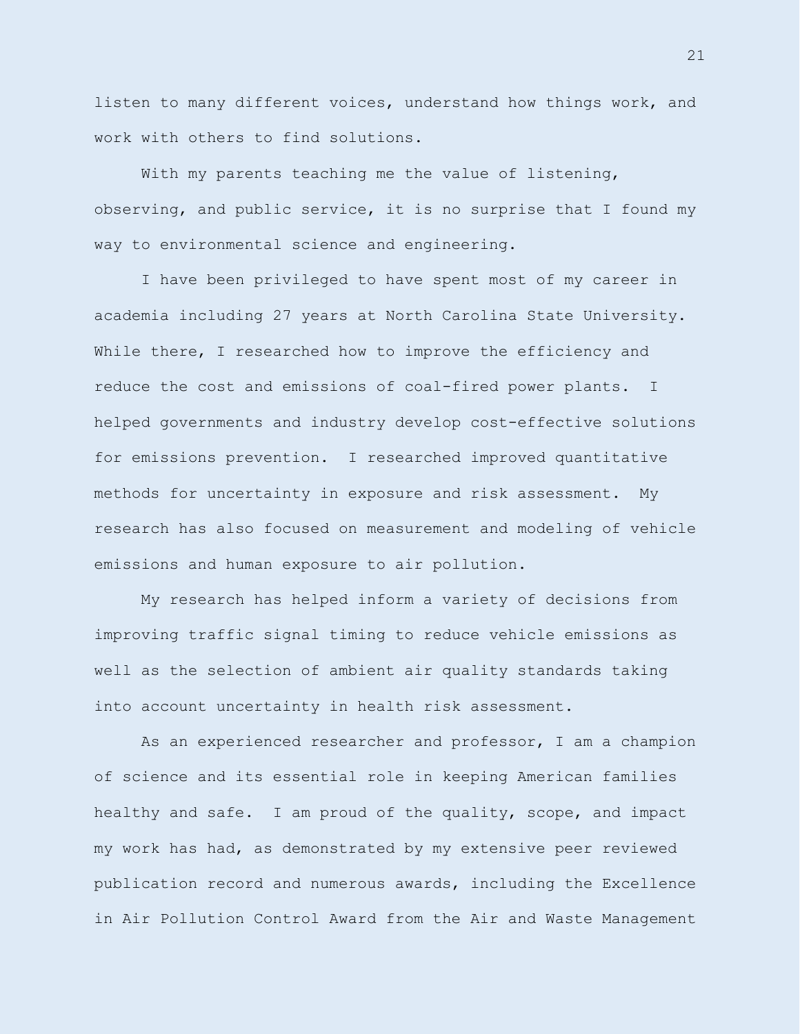listen to many different voices, understand how things work, and work with others to find solutions.

With my parents teaching me the value of listening, observing, and public service, it is no surprise that I found my way to environmental science and engineering.

I have been privileged to have spent most of my career in academia including 27 years at North Carolina State University. While there, I researched how to improve the efficiency and reduce the cost and emissions of coal-fired power plants. I helped governments and industry develop cost-effective solutions for emissions prevention. I researched improved quantitative methods for uncertainty in exposure and risk assessment. My research has also focused on measurement and modeling of vehicle emissions and human exposure to air pollution.

My research has helped inform a variety of decisions from improving traffic signal timing to reduce vehicle emissions as well as the selection of ambient air quality standards taking into account uncertainty in health risk assessment.

As an experienced researcher and professor, I am a champion of science and its essential role in keeping American families healthy and safe. I am proud of the quality, scope, and impact my work has had, as demonstrated by my extensive peer reviewed publication record and numerous awards, including the Excellence in Air Pollution Control Award from the Air and Waste Management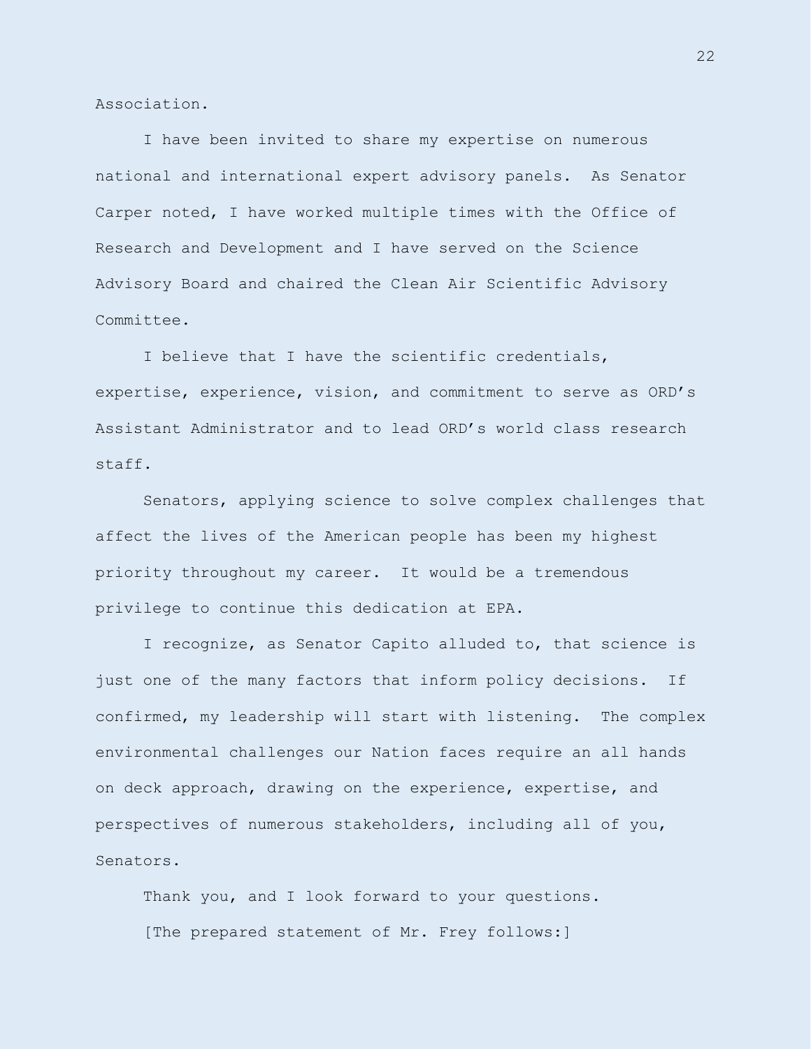Association.

I have been invited to share my expertise on numerous national and international expert advisory panels. As Senator Carper noted, I have worked multiple times with the Office of Research and Development and I have served on the Science Advisory Board and chaired the Clean Air Scientific Advisory Committee.

I believe that I have the scientific credentials, expertise, experience, vision, and commitment to serve as ORD's Assistant Administrator and to lead ORD's world class research staff.

Senators, applying science to solve complex challenges that affect the lives of the American people has been my highest priority throughout my career. It would be a tremendous privilege to continue this dedication at EPA.

I recognize, as Senator Capito alluded to, that science is just one of the many factors that inform policy decisions. If confirmed, my leadership will start with listening. The complex environmental challenges our Nation faces require an all hands on deck approach, drawing on the experience, expertise, and perspectives of numerous stakeholders, including all of you, Senators.

Thank you, and I look forward to your questions.

[The prepared statement of Mr. Frey follows:]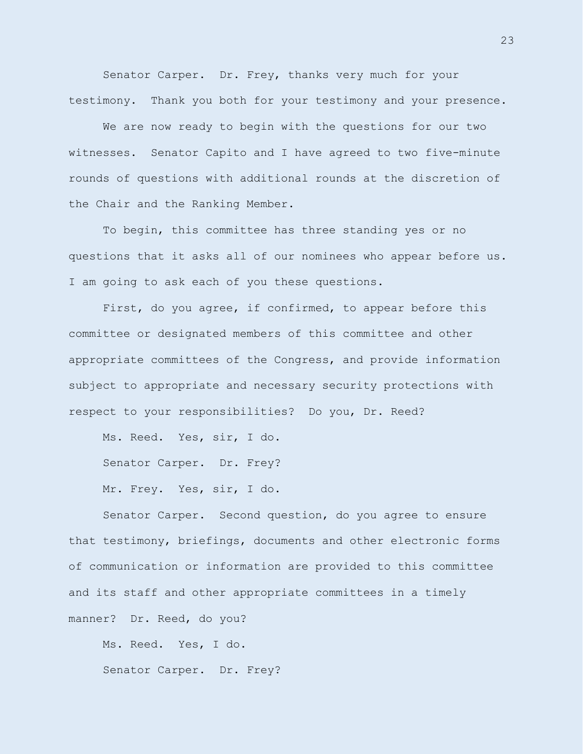Senator Carper. Dr. Frey, thanks very much for your testimony. Thank you both for your testimony and your presence.

We are now ready to begin with the questions for our two witnesses. Senator Capito and I have agreed to two five-minute rounds of questions with additional rounds at the discretion of the Chair and the Ranking Member.

To begin, this committee has three standing yes or no questions that it asks all of our nominees who appear before us. I am going to ask each of you these questions.

First, do you agree, if confirmed, to appear before this committee or designated members of this committee and other appropriate committees of the Congress, and provide information subject to appropriate and necessary security protections with respect to your responsibilities? Do you, Dr. Reed?

Ms. Reed. Yes, sir, I do.

Senator Carper. Dr. Frey?

Mr. Frey. Yes, sir, I do.

Senator Carper. Second question, do you agree to ensure that testimony, briefings, documents and other electronic forms of communication or information are provided to this committee and its staff and other appropriate committees in a timely manner? Dr. Reed, do you?

Ms. Reed. Yes, I do.

Senator Carper. Dr. Frey?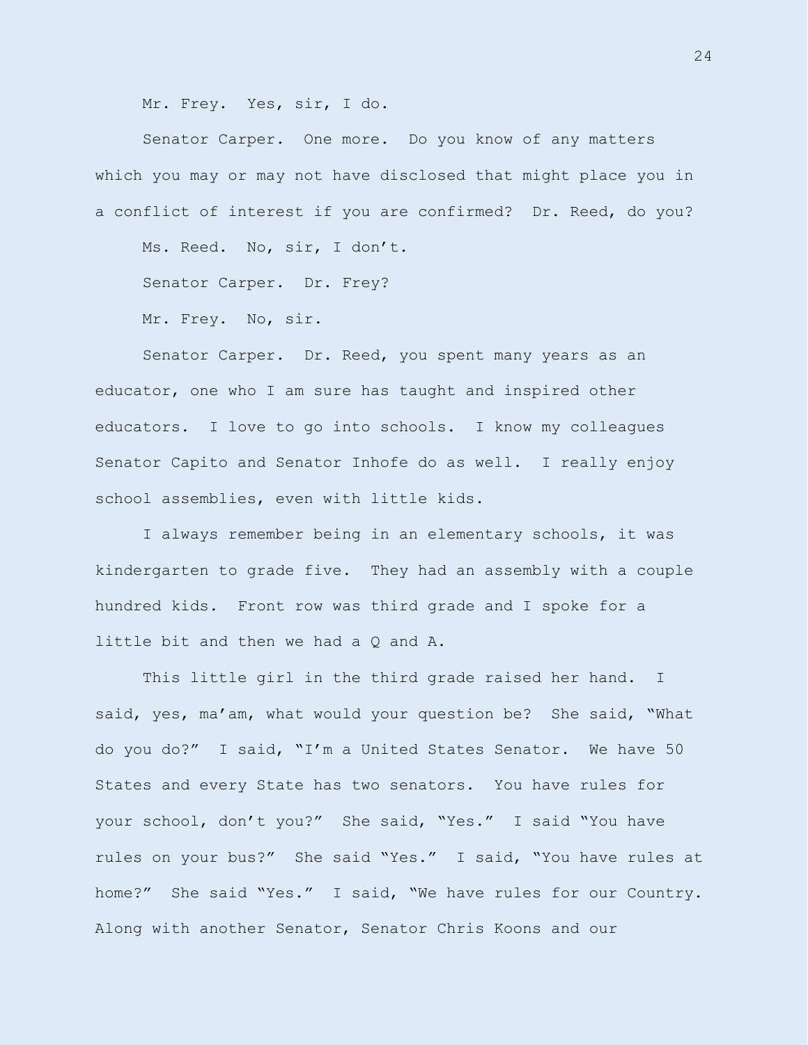Mr. Frey. Yes, sir, I do.

Senator Carper. One more. Do you know of any matters which you may or may not have disclosed that might place you in a conflict of interest if you are confirmed? Dr. Reed, do you?

Ms. Reed. No, sir, I don't.

Senator Carper. Dr. Frey?

Mr. Frey. No, sir.

Senator Carper. Dr. Reed, you spent many years as an educator, one who I am sure has taught and inspired other educators. I love to go into schools. I know my colleagues Senator Capito and Senator Inhofe do as well. I really enjoy school assemblies, even with little kids.

I always remember being in an elementary schools, it was kindergarten to grade five. They had an assembly with a couple hundred kids. Front row was third grade and I spoke for a little bit and then we had a Q and A.

This little girl in the third grade raised her hand. I said, yes, ma'am, what would your question be? She said, "What do you do?" I said, "I'm a United States Senator. We have 50 States and every State has two senators. You have rules for your school, don't you?" She said, "Yes." I said "You have rules on your bus?" She said "Yes." I said, "You have rules at home?" She said "Yes." I said, "We have rules for our Country. Along with another Senator, Senator Chris Koons and our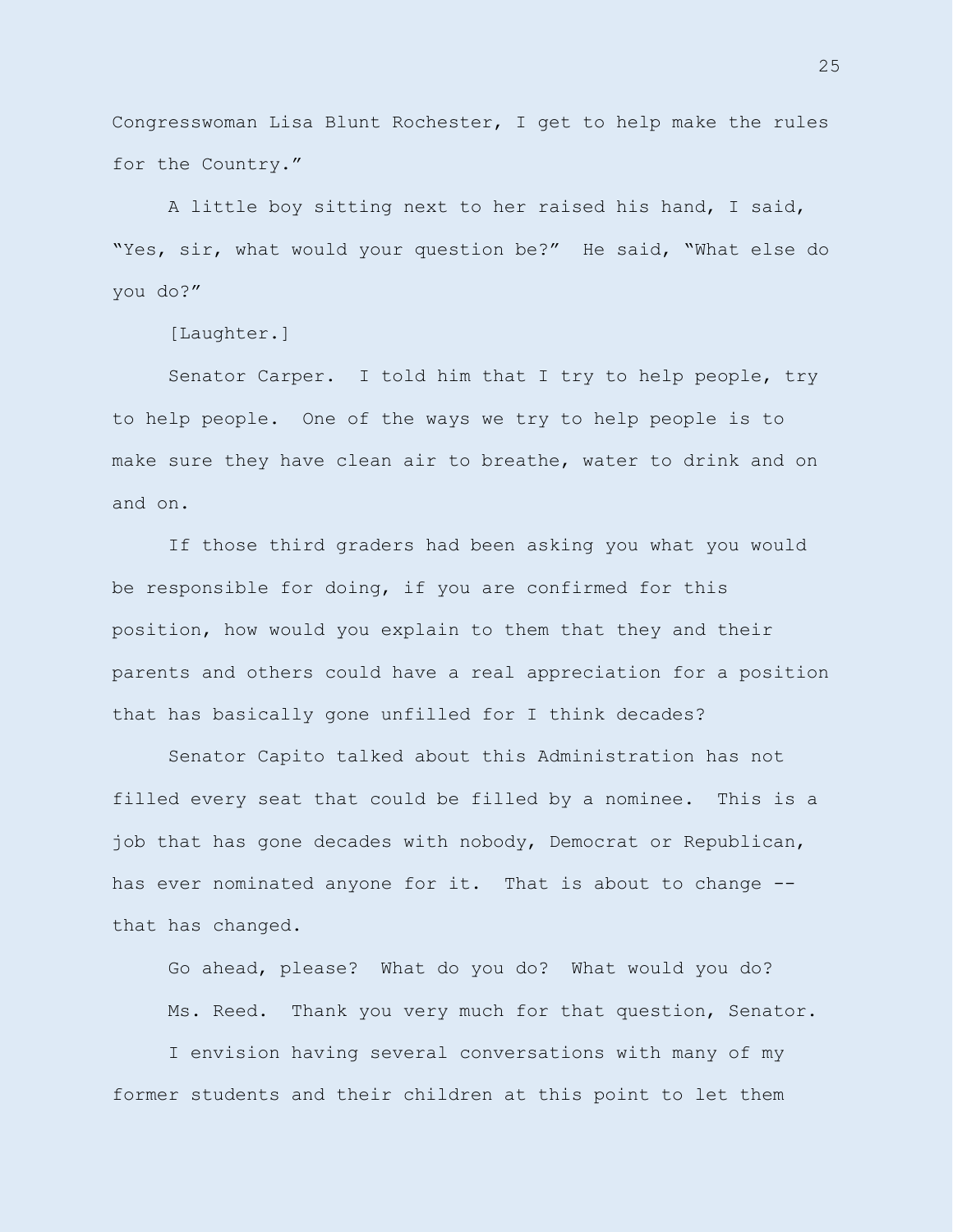Congresswoman Lisa Blunt Rochester, I get to help make the rules for the Country."

A little boy sitting next to her raised his hand, I said, "Yes, sir, what would your question be?" He said, "What else do you do?"

[Laughter.]

Senator Carper. I told him that I try to help people, try to help people. One of the ways we try to help people is to make sure they have clean air to breathe, water to drink and on and on.

If those third graders had been asking you what you would be responsible for doing, if you are confirmed for this position, how would you explain to them that they and their parents and others could have a real appreciation for a position that has basically gone unfilled for I think decades?

Senator Capito talked about this Administration has not filled every seat that could be filled by a nominee. This is a job that has gone decades with nobody, Democrat or Republican, has ever nominated anyone for it. That is about to change -- that has changed.

Go ahead, please? What do you do? What would you do?

Ms. Reed. Thank you very much for that question, Senator.

I envision having several conversations with many of my former students and their children at this point to let them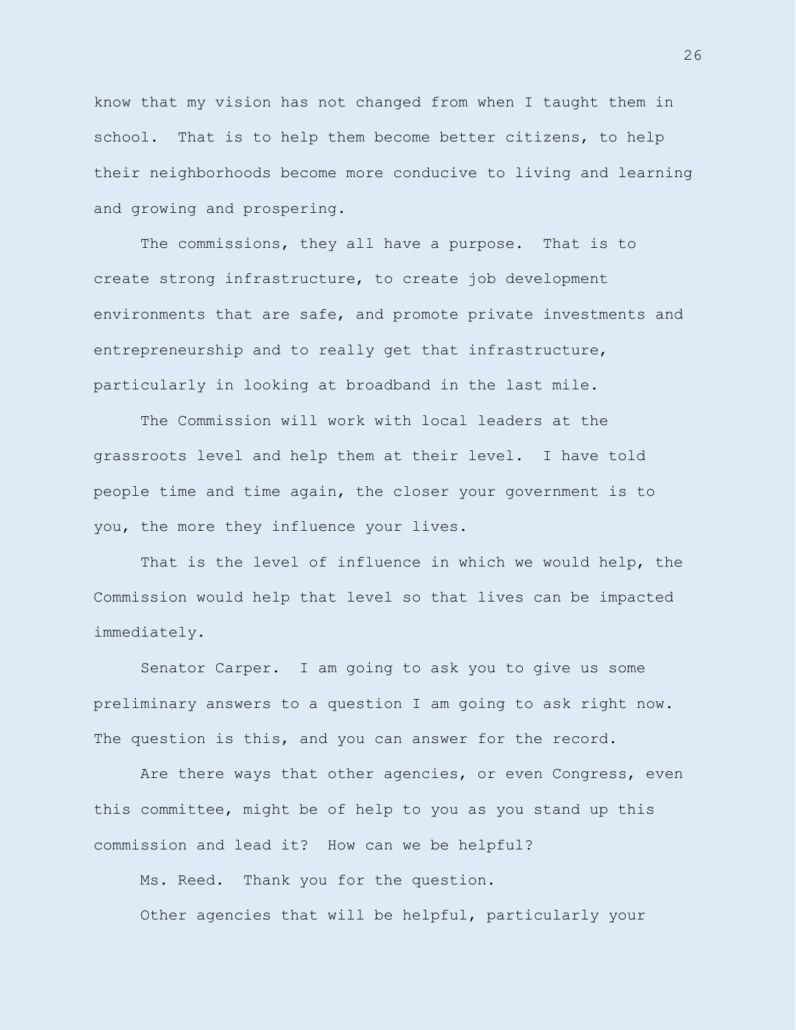know that my vision has not changed from when I taught them in school. That is to help them become better citizens, to help their neighborhoods become more conducive to living and learning and growing and prospering.

The commissions, they all have a purpose. That is to create strong infrastructure, to create job development environments that are safe, and promote private investments and entrepreneurship and to really get that infrastructure, particularly in looking at broadband in the last mile.

The Commission will work with local leaders at the grassroots level and help them at their level. I have told people time and time again, the closer your government is to you, the more they influence your lives.

That is the level of influence in which we would help, the Commission would help that level so that lives can be impacted immediately.

Senator Carper. I am going to ask you to give us some preliminary answers to a question I am going to ask right now. The question is this, and you can answer for the record.

Are there ways that other agencies, or even Congress, even this committee, might be of help to you as you stand up this commission and lead it? How can we be helpful?

Ms. Reed. Thank you for the question.

Other agencies that will be helpful, particularly your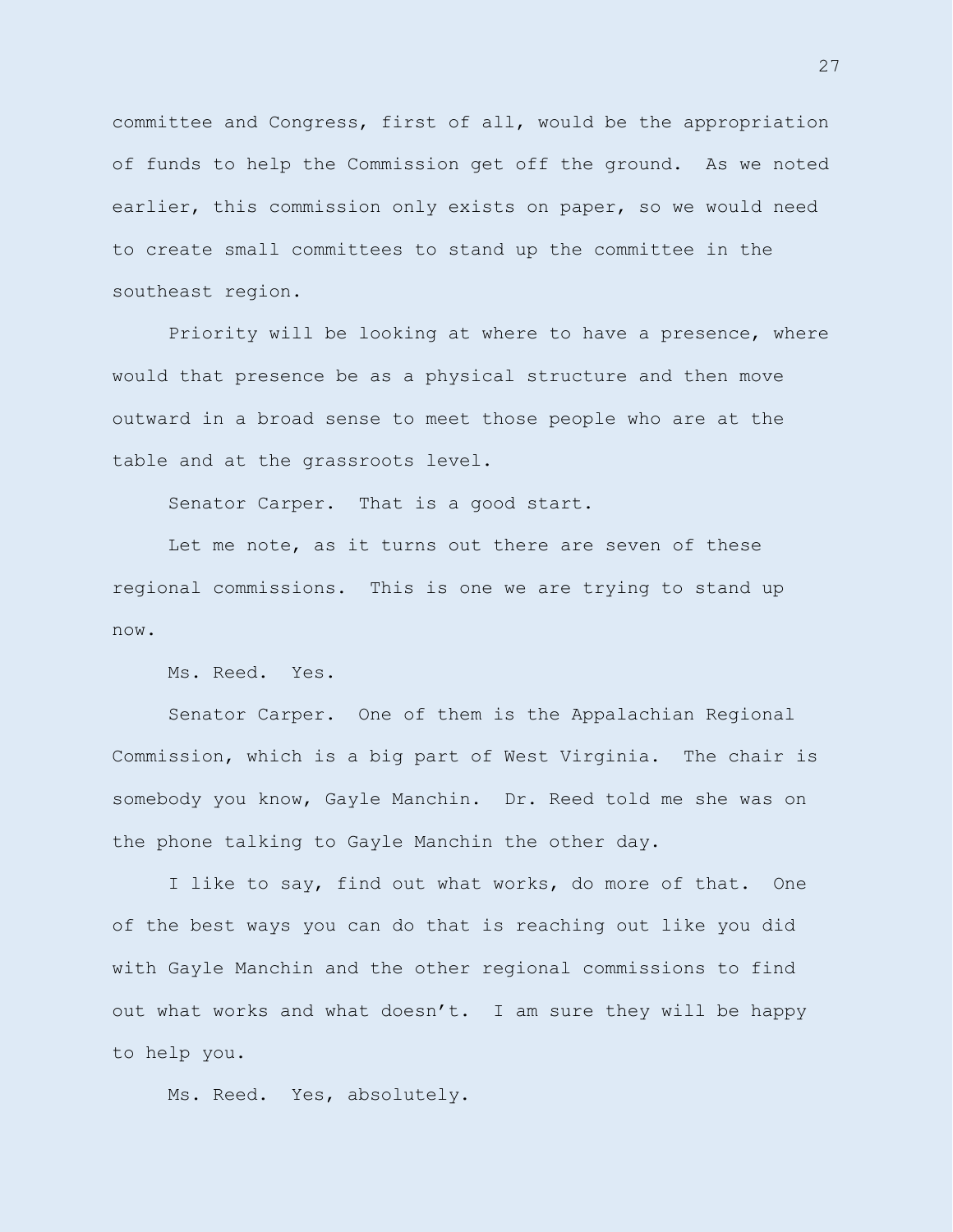committee and Congress, first of all, would be the appropriation of funds to help the Commission get off the ground. As we noted earlier, this commission only exists on paper, so we would need to create small committees to stand up the committee in the southeast region.

Priority will be looking at where to have a presence, where would that presence be as a physical structure and then move outward in a broad sense to meet those people who are at the table and at the grassroots level.

Senator Carper. That is a good start.

Let me note, as it turns out there are seven of these regional commissions. This is one we are trying to stand up now.

Ms. Reed. Yes.

Senator Carper. One of them is the Appalachian Regional Commission, which is a big part of West Virginia. The chair is somebody you know, Gayle Manchin. Dr. Reed told me she was on the phone talking to Gayle Manchin the other day.

I like to say, find out what works, do more of that. One of the best ways you can do that is reaching out like you did with Gayle Manchin and the other regional commissions to find out what works and what doesn't. I am sure they will be happy to help you.

Ms. Reed. Yes, absolutely.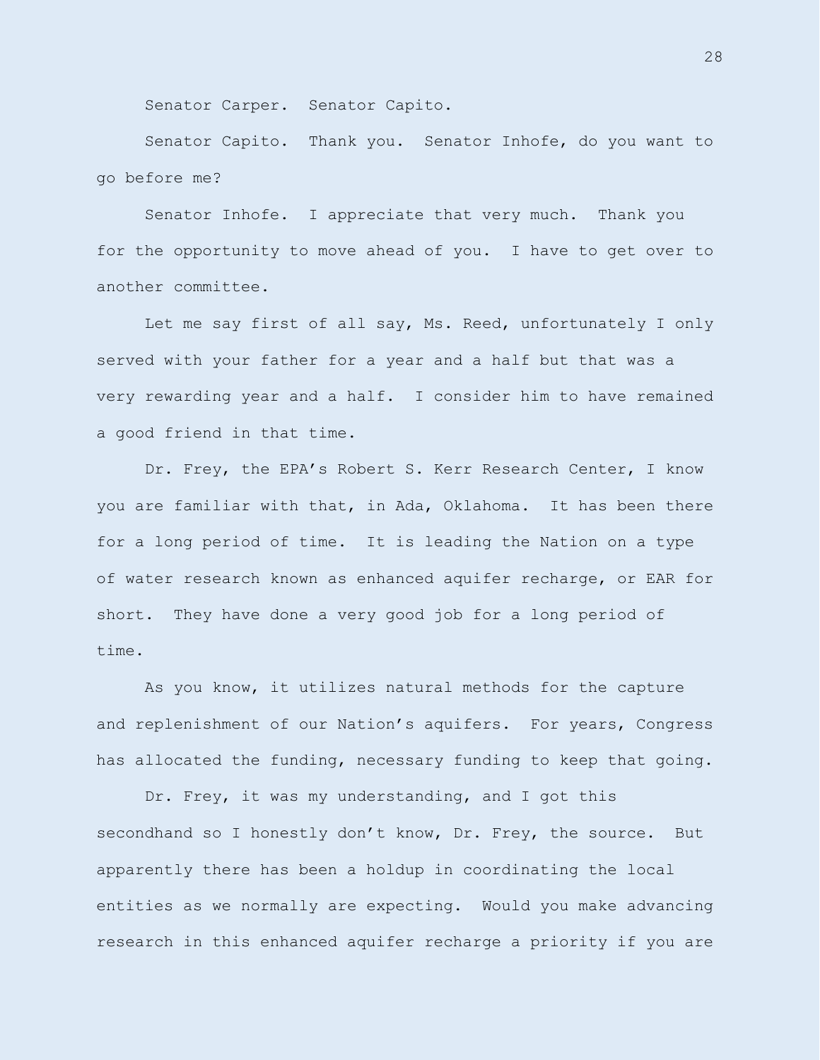Senator Carper. Senator Capito.

Senator Capito. Thank you. Senator Inhofe, do you want to go before me?

Senator Inhofe. I appreciate that very much. Thank you for the opportunity to move ahead of you. I have to get over to another committee.

Let me say first of all say, Ms. Reed, unfortunately I only served with your father for a year and a half but that was a very rewarding year and a half. I consider him to have remained a good friend in that time.

Dr. Frey, the EPA's Robert S. Kerr Research Center, I know you are familiar with that, in Ada, Oklahoma. It has been there for a long period of time. It is leading the Nation on a type of water research known as enhanced aquifer recharge, or EAR for short. They have done a very good job for a long period of time.

As you know, it utilizes natural methods for the capture and replenishment of our Nation's aquifers. For years, Congress has allocated the funding, necessary funding to keep that going.

Dr. Frey, it was my understanding, and I got this secondhand so I honestly don't know, Dr. Frey, the source. But apparently there has been a holdup in coordinating the local entities as we normally are expecting. Would you make advancing research in this enhanced aquifer recharge a priority if you are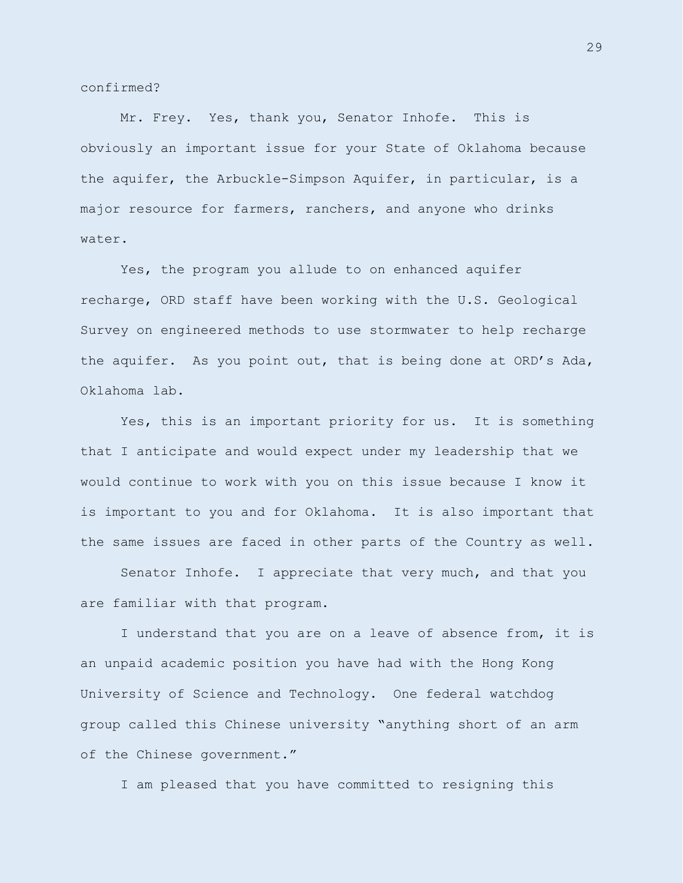confirmed?

Mr. Frey. Yes, thank you, Senator Inhofe. This is obviously an important issue for your State of Oklahoma because the aquifer, the Arbuckle-Simpson Aquifer, in particular, is a major resource for farmers, ranchers, and anyone who drinks water.

Yes, the program you allude to on enhanced aquifer recharge, ORD staff have been working with the U.S. Geological Survey on engineered methods to use stormwater to help recharge the aquifer. As you point out, that is being done at ORD's Ada, Oklahoma lab.

Yes, this is an important priority for us. It is something that I anticipate and would expect under my leadership that we would continue to work with you on this issue because I know it is important to you and for Oklahoma. It is also important that the same issues are faced in other parts of the Country as well.

Senator Inhofe. I appreciate that very much, and that you are familiar with that program.

I understand that you are on a leave of absence from, it is an unpaid academic position you have had with the Hong Kong University of Science and Technology. One federal watchdog group called this Chinese university "anything short of an arm of the Chinese government."

I am pleased that you have committed to resigning this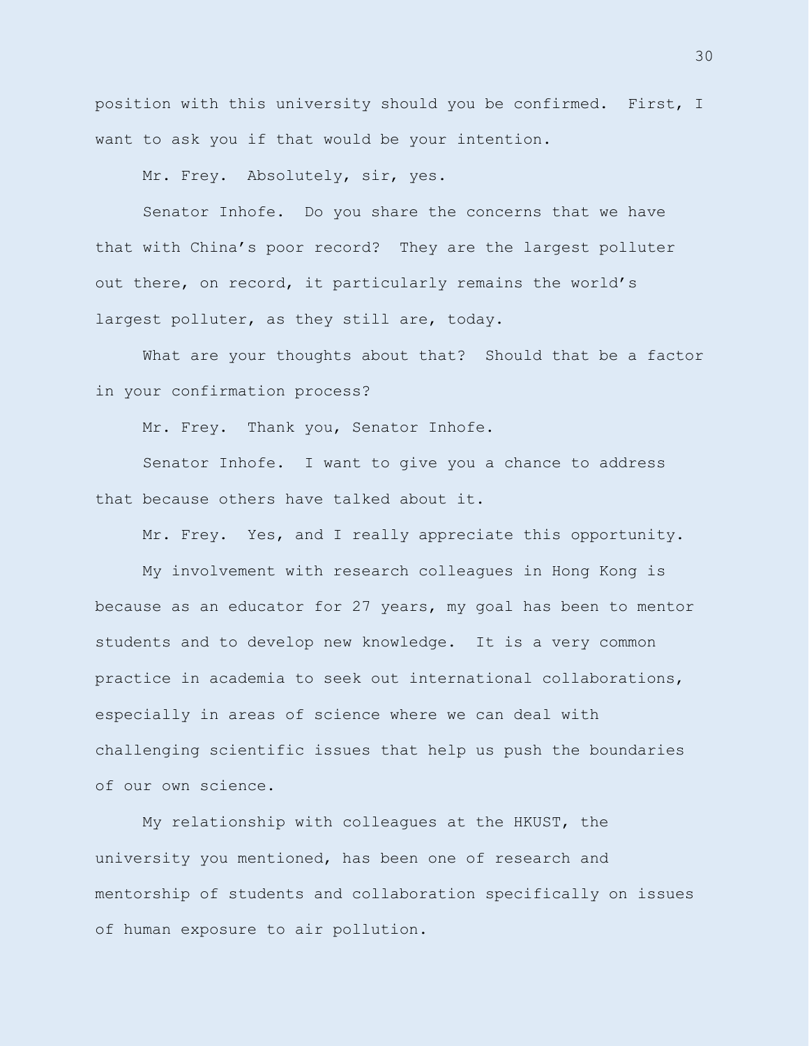position with this university should you be confirmed. First, I want to ask you if that would be your intention.

Mr. Frey. Absolutely, sir, yes.

Senator Inhofe. Do you share the concerns that we have that with China's poor record? They are the largest polluter out there, on record, it particularly remains the world's largest polluter, as they still are, today.

What are your thoughts about that? Should that be a factor in your confirmation process?

Mr. Frey. Thank you, Senator Inhofe.

Senator Inhofe. I want to give you a chance to address that because others have talked about it.

Mr. Frey. Yes, and I really appreciate this opportunity.

My involvement with research colleagues in Hong Kong is because as an educator for 27 years, my goal has been to mentor students and to develop new knowledge. It is a very common practice in academia to seek out international collaborations, especially in areas of science where we can deal with challenging scientific issues that help us push the boundaries of our own science.

My relationship with colleagues at the HKUST, the university you mentioned, has been one of research and mentorship of students and collaboration specifically on issues of human exposure to air pollution.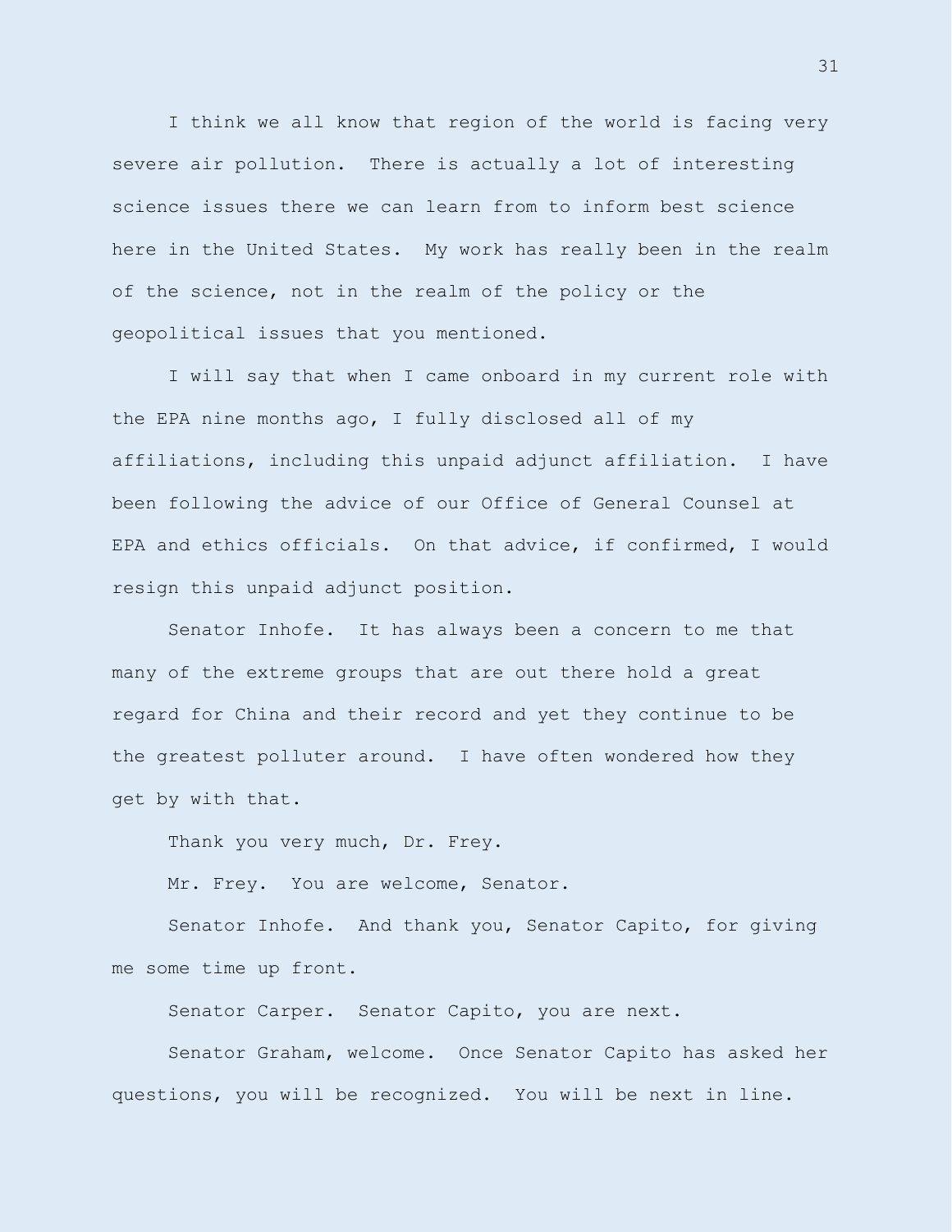I think we all know that region of the world is facing very severe air pollution. There is actually a lot of interesting science issues there we can learn from to inform best science here in the United States. My work has really been in the realm of the science, not in the realm of the policy or the geopolitical issues that you mentioned.

I will say that when I came onboard in my current role with the EPA nine months ago, I fully disclosed all of my affiliations, including this unpaid adjunct affiliation. I have been following the advice of our Office of General Counsel at EPA and ethics officials. On that advice, if confirmed, I would resign this unpaid adjunct position.

Senator Inhofe. It has always been a concern to me that many of the extreme groups that are out there hold a great regard for China and their record and yet they continue to be the greatest polluter around. I have often wondered how they get by with that.

Thank you very much, Dr. Frey.

Mr. Frey. You are welcome, Senator.

Senator Inhofe. And thank you, Senator Capito, for giving me some time up front.

Senator Carper. Senator Capito, you are next.

Senator Graham, welcome. Once Senator Capito has asked her questions, you will be recognized. You will be next in line.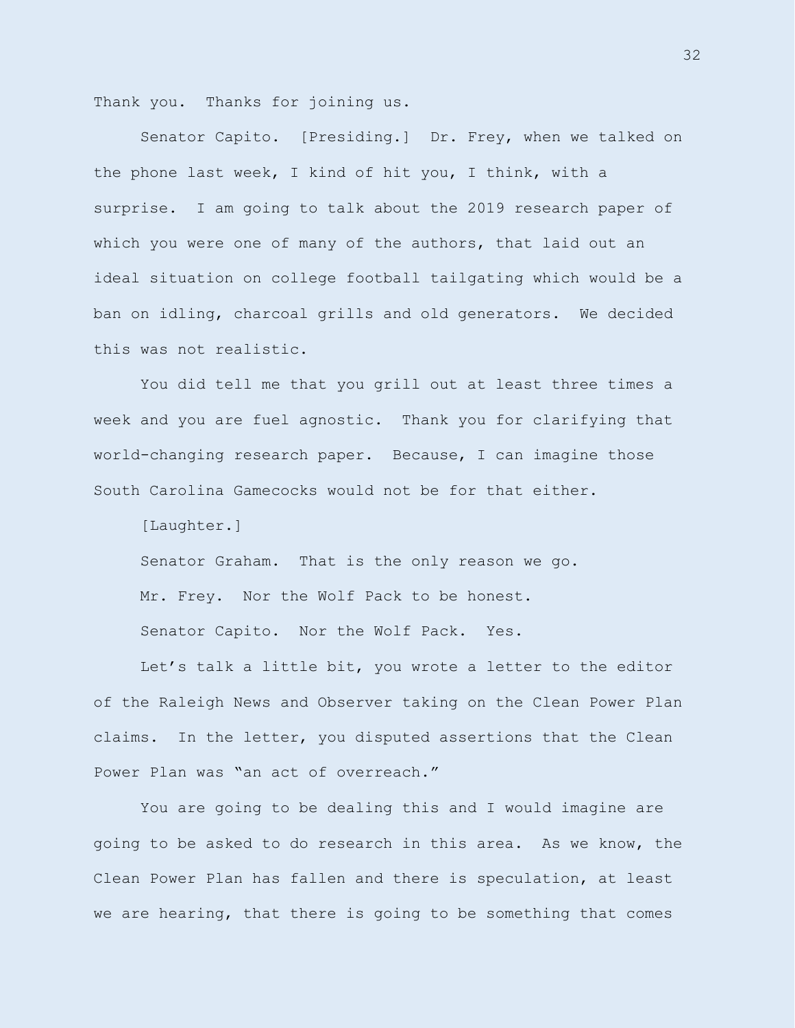Thank you. Thanks for joining us.

Senator Capito. [Presiding.] Dr. Frey, when we talked on the phone last week, I kind of hit you, I think, with a surprise. I am going to talk about the 2019 research paper of which you were one of many of the authors, that laid out an ideal situation on college football tailgating which would be a ban on idling, charcoal grills and old generators. We decided this was not realistic.

You did tell me that you grill out at least three times a week and you are fuel agnostic. Thank you for clarifying that world-changing research paper. Because, I can imagine those South Carolina Gamecocks would not be for that either.

[Laughter.]

Senator Graham. That is the only reason we go.

Mr. Frey. Nor the Wolf Pack to be honest.

Senator Capito. Nor the Wolf Pack. Yes.

Let's talk a little bit, you wrote a letter to the editor of the Raleigh News and Observer taking on the Clean Power Plan claims. In the letter, you disputed assertions that the Clean Power Plan was "an act of overreach."

You are going to be dealing this and I would imagine are going to be asked to do research in this area. As we know, the Clean Power Plan has fallen and there is speculation, at least we are hearing, that there is going to be something that comes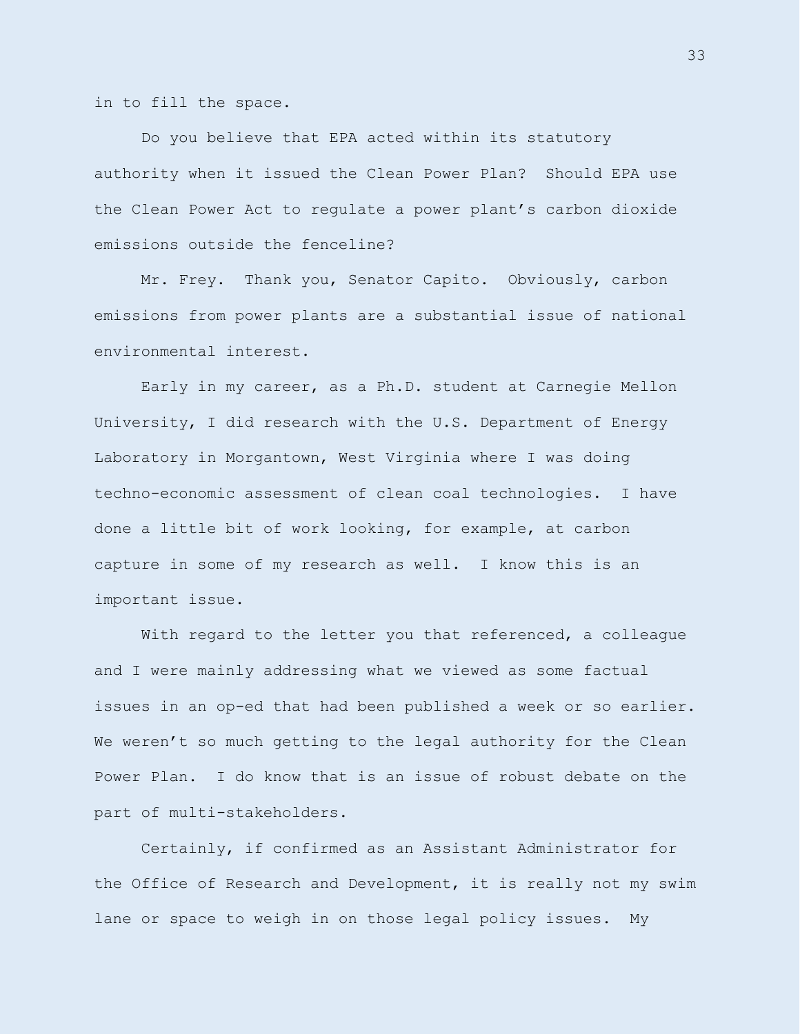in to fill the space.

Do you believe that EPA acted within its statutory authority when it issued the Clean Power Plan? Should EPA use the Clean Power Act to regulate a power plant's carbon dioxide emissions outside the fenceline?

Mr. Frey. Thank you, Senator Capito. Obviously, carbon emissions from power plants are a substantial issue of national environmental interest.

Early in my career, as a Ph.D. student at Carnegie Mellon University, I did research with the U.S. Department of Energy Laboratory in Morgantown, West Virginia where I was doing techno-economic assessment of clean coal technologies. I have done a little bit of work looking, for example, at carbon capture in some of my research as well. I know this is an important issue.

With regard to the letter you that referenced, a colleague and I were mainly addressing what we viewed as some factual issues in an op-ed that had been published a week or so earlier. We weren't so much getting to the legal authority for the Clean Power Plan. I do know that is an issue of robust debate on the part of multi-stakeholders.

Certainly, if confirmed as an Assistant Administrator for the Office of Research and Development, it is really not my swim lane or space to weigh in on those legal policy issues. My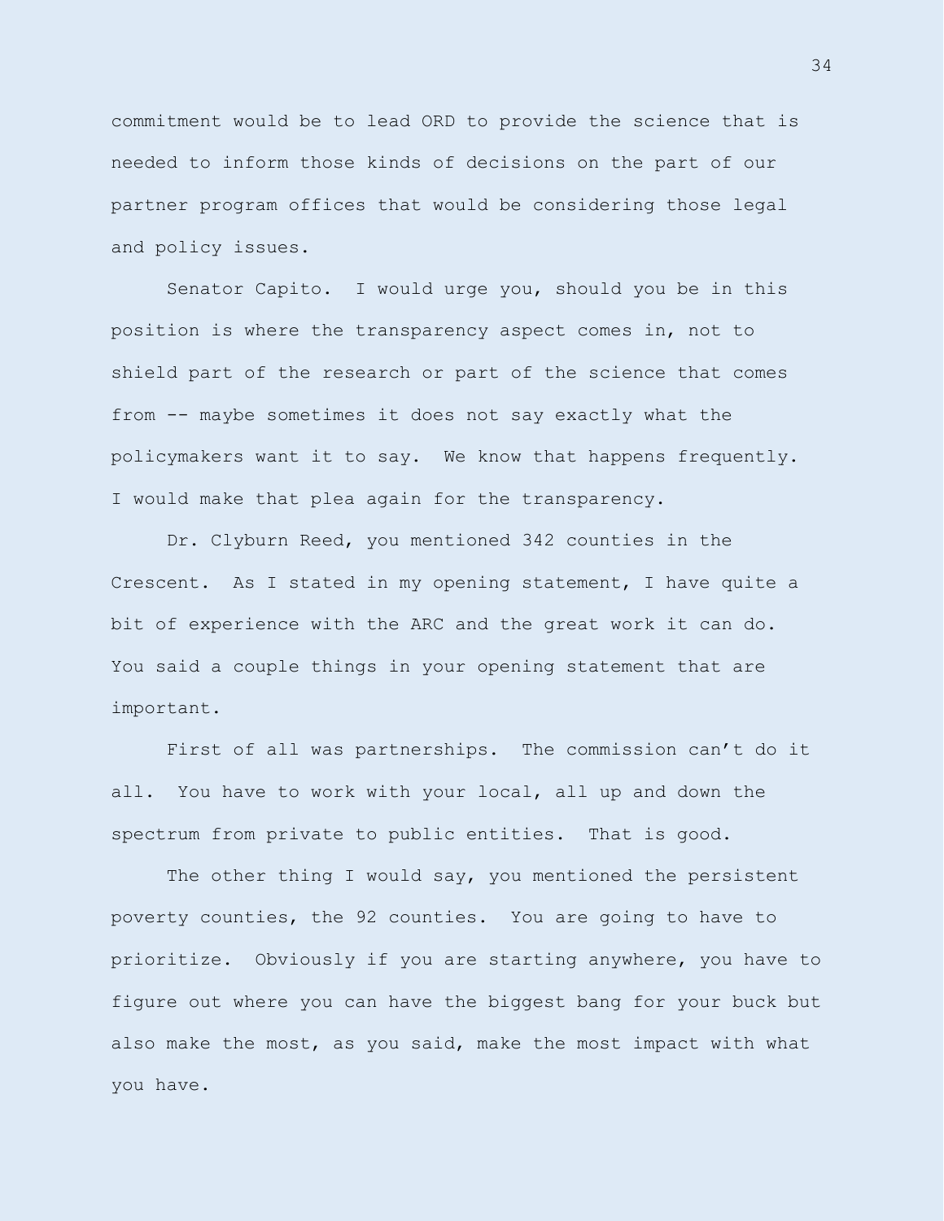commitment would be to lead ORD to provide the science that is needed to inform those kinds of decisions on the part of our partner program offices that would be considering those legal and policy issues.

Senator Capito. I would urge you, should you be in this position is where the transparency aspect comes in, not to shield part of the research or part of the science that comes from -- maybe sometimes it does not say exactly what the policymakers want it to say. We know that happens frequently. I would make that plea again for the transparency.

Dr. Clyburn Reed, you mentioned 342 counties in the Crescent. As I stated in my opening statement, I have quite a bit of experience with the ARC and the great work it can do. You said a couple things in your opening statement that are important.

First of all was partnerships. The commission can't do it all. You have to work with your local, all up and down the spectrum from private to public entities. That is good.

The other thing I would say, you mentioned the persistent poverty counties, the 92 counties. You are going to have to prioritize. Obviously if you are starting anywhere, you have to figure out where you can have the biggest bang for your buck but also make the most, as you said, make the most impact with what you have.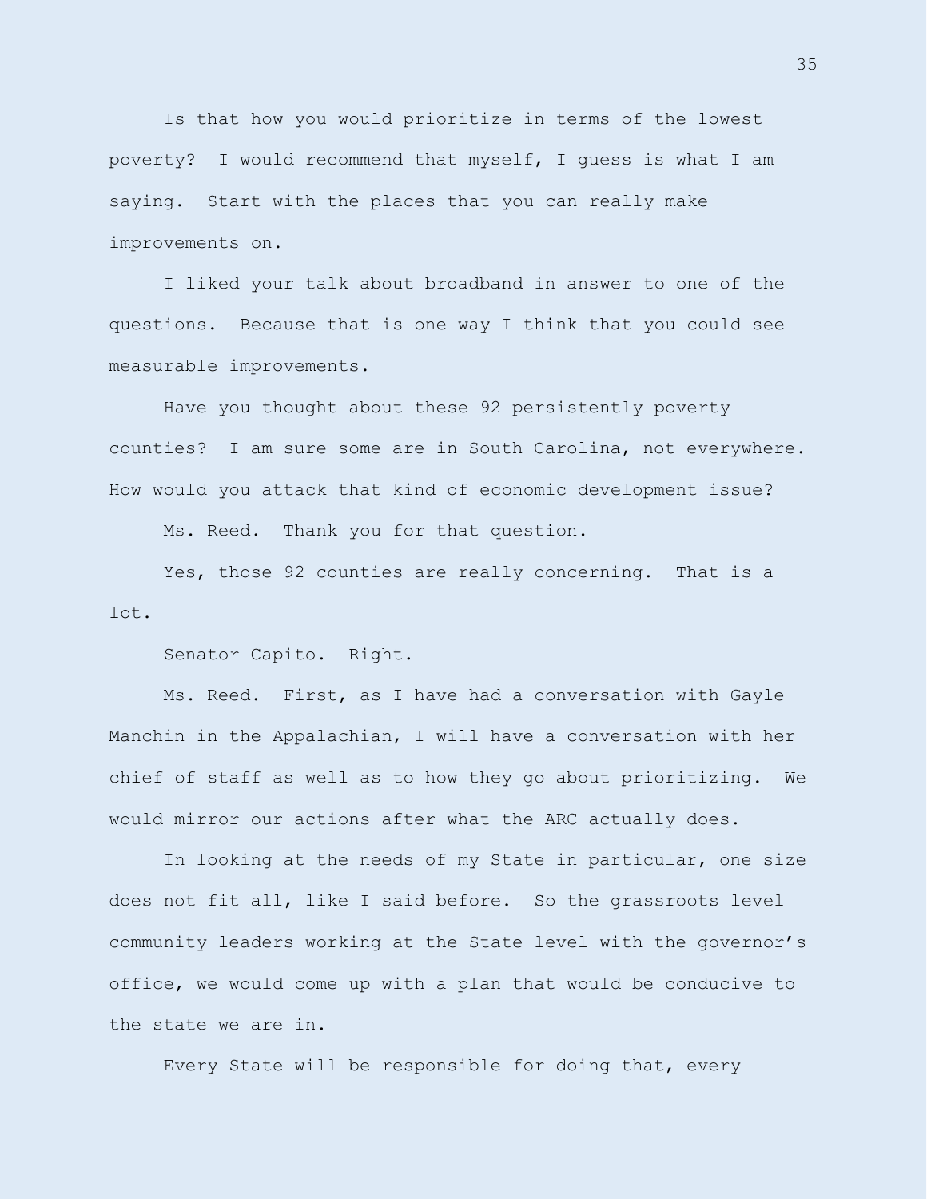Is that how you would prioritize in terms of the lowest poverty? I would recommend that myself, I guess is what I am saying. Start with the places that you can really make improvements on.

I liked your talk about broadband in answer to one of the questions. Because that is one way I think that you could see measurable improvements.

Have you thought about these 92 persistently poverty counties? I am sure some are in South Carolina, not everywhere. How would you attack that kind of economic development issue?

Ms. Reed. Thank you for that question.

Yes, those 92 counties are really concerning. That is a lot.

Senator Capito. Right.

Ms. Reed. First, as I have had a conversation with Gayle Manchin in the Appalachian, I will have a conversation with her chief of staff as well as to how they go about prioritizing. We would mirror our actions after what the ARC actually does.

In looking at the needs of my State in particular, one size does not fit all, like I said before. So the grassroots level community leaders working at the State level with the governor's office, we would come up with a plan that would be conducive to the state we are in.

Every State will be responsible for doing that, every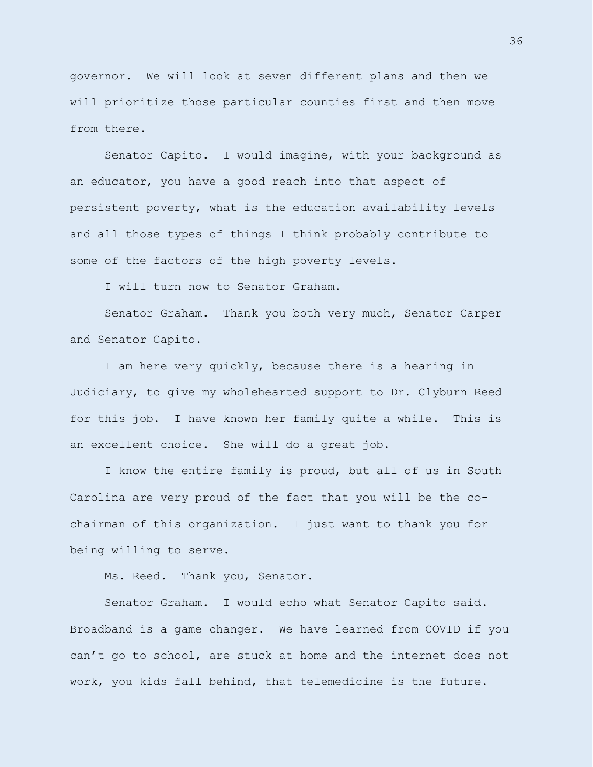governor. We will look at seven different plans and then we will prioritize those particular counties first and then move from there.

Senator Capito. I would imagine, with your background as an educator, you have a good reach into that aspect of persistent poverty, what is the education availability levels and all those types of things I think probably contribute to some of the factors of the high poverty levels.

I will turn now to Senator Graham.

Senator Graham. Thank you both very much, Senator Carper and Senator Capito.

I am here very quickly, because there is a hearing in Judiciary, to give my wholehearted support to Dr. Clyburn Reed for this job. I have known her family quite a while. This is an excellent choice. She will do a great job.

I know the entire family is proud, but all of us in South Carolina are very proud of the fact that you will be the co-chairman of this organization. I just want to thank you for being willing to serve.

Ms. Reed. Thank you, Senator.

Senator Graham. I would echo what Senator Capito said. Broadband is a game changer. We have learned from COVID if you can't go to school, are stuck at home and the internet does not work, you kids fall behind, that telemedicine is the future.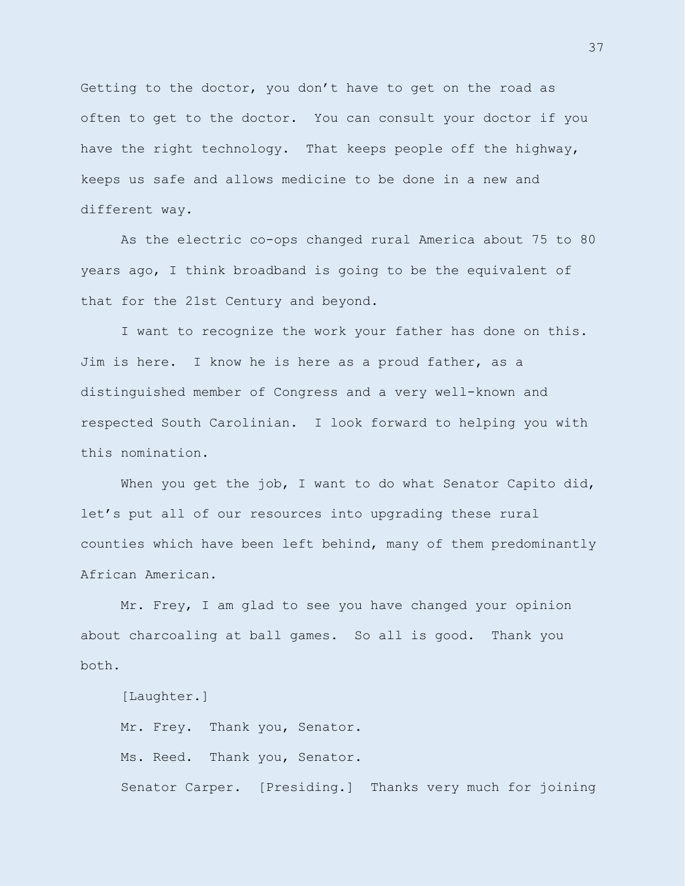Getting to the doctor, you don’t have to get on the road as often to get to the doctor. You can consult your doctor if you have the right technology. That keeps people off the highway, keeps us safe and allows medicine to be done in a new and different way.

As the electric co-ops changed rural America about 75 to 80 years ago, I think broadband is going to be the equivalent of that for the 21st Century and beyond.

I want to recognize the work your father has done on this. Jim is here. I know he is here as a proud father, as a distinguished member of Congress and a very well-known and respected South Carolinian. I look forward to helping you with this nomination.

When you get the job, I want to do what Senator Capito did, let’s put all of our resources into upgrading these rural counties which have been left behind, many of them predominantly African American.

Mr. Frey, I am glad to see you have changed your opinion about charcoaling at ball games. So all is good. Thank you both.

[Laughter.]

Mr. Frey. Thank you, Senator.

Ms. Reed. Thank you, Senator.

Senator Carper. [Presiding.] Thanks very much for joining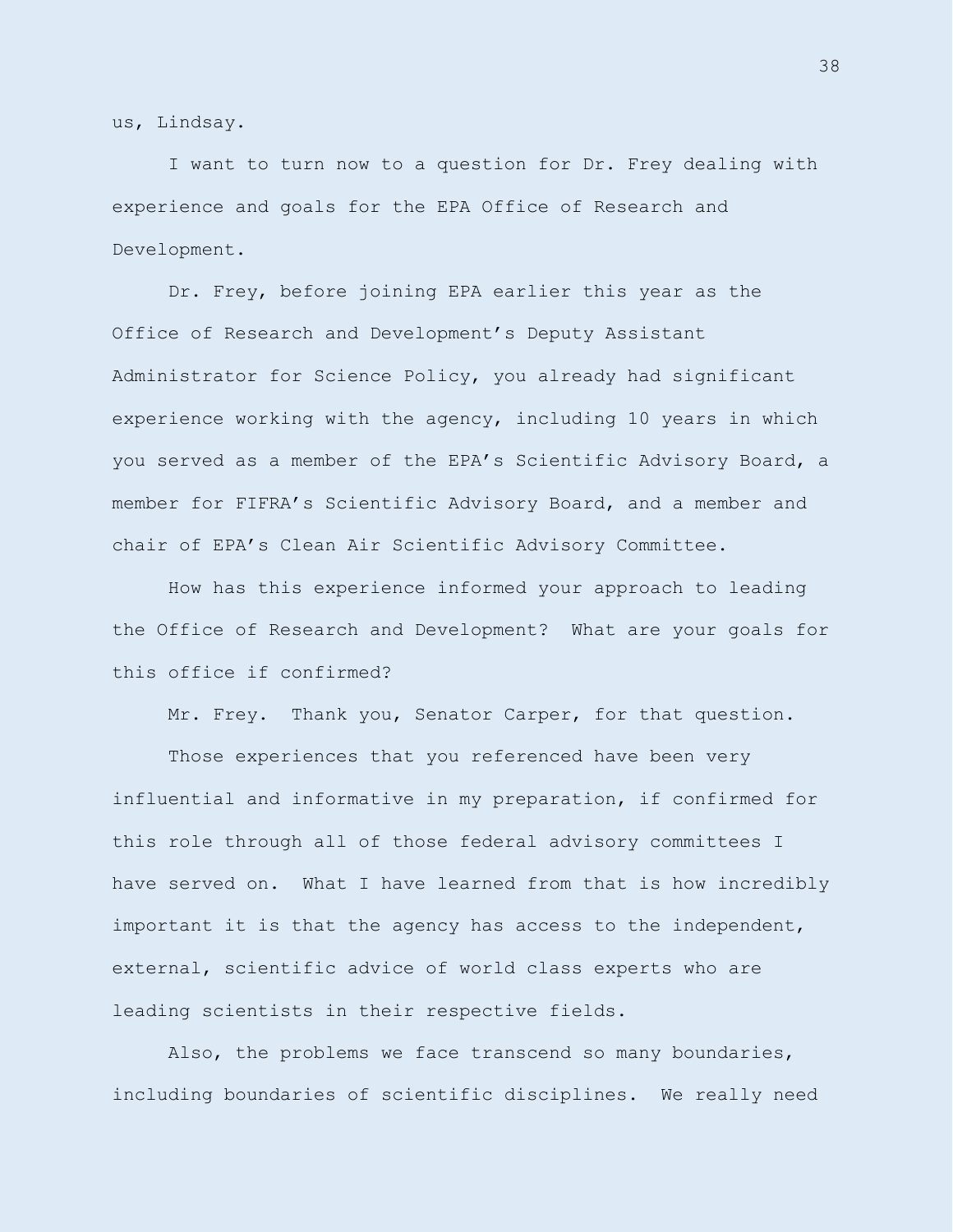us, Lindsay.

I want to turn now to a question for Dr. Frey dealing with experience and goals for the EPA Office of Research and Development.

Dr. Frey, before joining EPA earlier this year as the Office of Research and Development's Deputy Assistant Administrator for Science Policy, you already had significant experience working with the agency, including 10 years in which you served as a member of the EPA's Scientific Advisory Board, a member for FIFRA's Scientific Advisory Board, and a member and chair of EPA's Clean Air Scientific Advisory Committee.

How has this experience informed your approach to leading the Office of Research and Development? What are your goals for this office if confirmed?

Mr. Frey. Thank you, Senator Carper, for that question.

Those experiences that you referenced have been very influential and informative in my preparation, if confirmed for this role through all of those federal advisory committees I have served on. What I have learned from that is how incredibly important it is that the agency has access to the independent, external, scientific advice of world class experts who are leading scientists in their respective fields.

Also, the problems we face transcend so many boundaries, including boundaries of scientific disciplines. We really need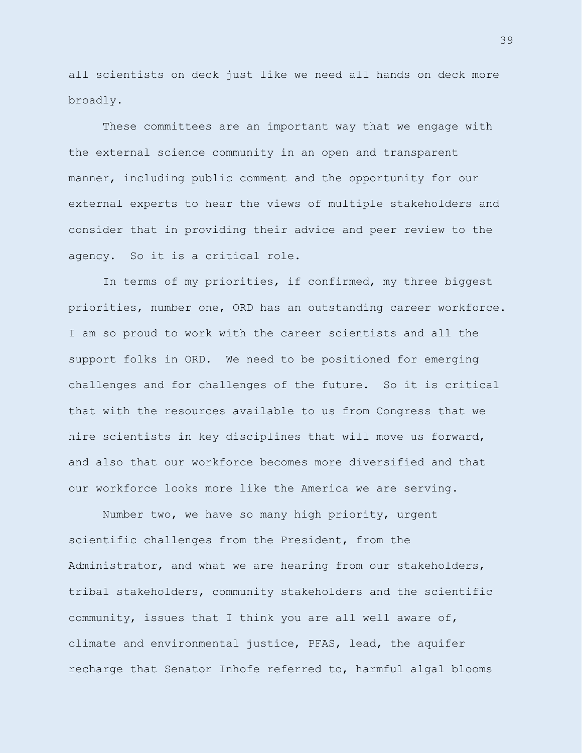all scientists on deck just like we need all hands on deck more broadly.

These committees are an important way that we engage with the external science community in an open and transparent manner, including public comment and the opportunity for our external experts to hear the views of multiple stakeholders and consider that in providing their advice and peer review to the agency. So it is a critical role.

In terms of my priorities, if confirmed, my three biggest priorities, number one, ORD has an outstanding career workforce. I am so proud to work with the career scientists and all the support folks in ORD. We need to be positioned for emerging challenges and for challenges of the future. So it is critical that with the resources available to us from Congress that we hire scientists in key disciplines that will move us forward, and also that our workforce becomes more diversified and that our workforce looks more like the America we are serving.

Number two, we have so many high priority, urgent scientific challenges from the President, from the Administrator, and what we are hearing from our stakeholders, tribal stakeholders, community stakeholders and the scientific community, issues that I think you are all well aware of, climate and environmental justice, PFAS, lead, the aquifer recharge that Senator Inhofe referred to, harmful algal blooms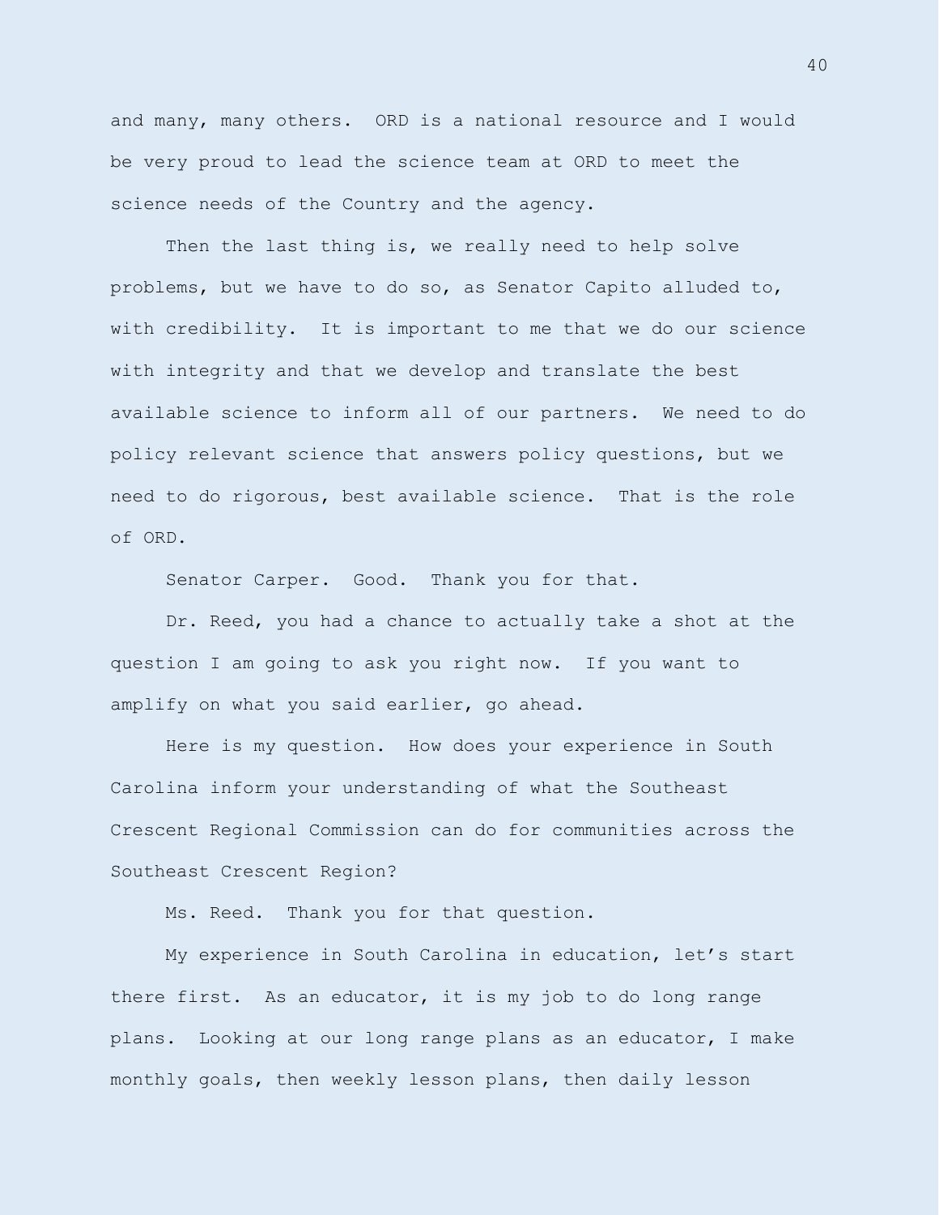and many, many others. ORD is a national resource and I would be very proud to lead the science team at ORD to meet the science needs of the Country and the agency.

Then the last thing is, we really need to help solve problems, but we have to do so, as Senator Capito alluded to, with credibility. It is important to me that we do our science with integrity and that we develop and translate the best available science to inform all of our partners. We need to do policy relevant science that answers policy questions, but we need to do rigorous, best available science. That is the role of ORD.

Senator Carper. Good. Thank you for that.

Dr. Reed, you had a chance to actually take a shot at the question I am going to ask you right now. If you want to amplify on what you said earlier, go ahead.

Here is my question. How does your experience in South Carolina inform your understanding of what the Southeast Crescent Regional Commission can do for communities across the Southeast Crescent Region?

Ms. Reed. Thank you for that question.

My experience in South Carolina in education, let's start there first. As an educator, it is my job to do long range plans. Looking at our long range plans as an educator, I make monthly goals, then weekly lesson plans, then daily lesson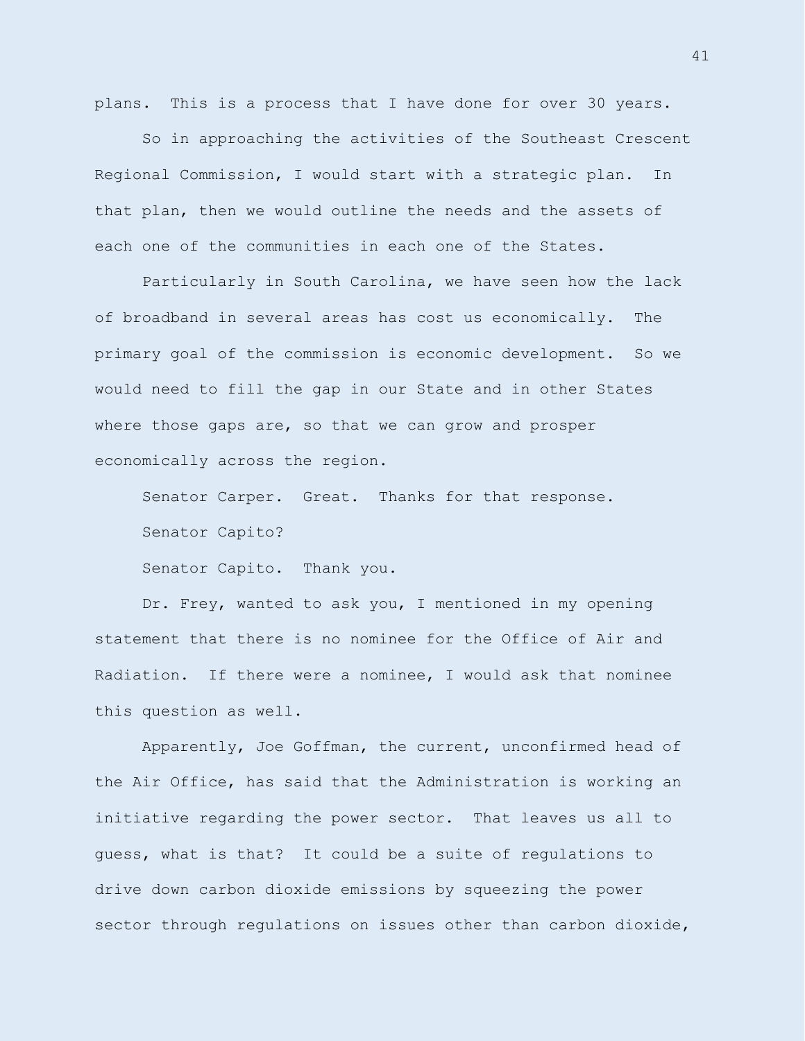plans. This is a process that I have done for over 30 years.

So in approaching the activities of the Southeast Crescent Regional Commission, I would start with a strategic plan. In that plan, then we would outline the needs and the assets of each one of the communities in each one of the States.

Particularly in South Carolina, we have seen how the lack of broadband in several areas has cost us economically. The primary goal of the commission is economic development. So we would need to fill the gap in our State and in other States where those gaps are, so that we can grow and prosper economically across the region.

Senator Carper. Great. Thanks for that response.

Senator Capito?

Senator Capito. Thank you.

Dr. Frey, wanted to ask you, I mentioned in my opening statement that there is no nominee for the Office of Air and Radiation. If there were a nominee, I would ask that nominee this question as well.

Apparently, Joe Goffman, the current, unconfirmed head of the Air Office, has said that the Administration is working an initiative regarding the power sector. That leaves us all to guess, what is that? It could be a suite of regulations to drive down carbon dioxide emissions by squeezing the power sector through regulations on issues other than carbon dioxide,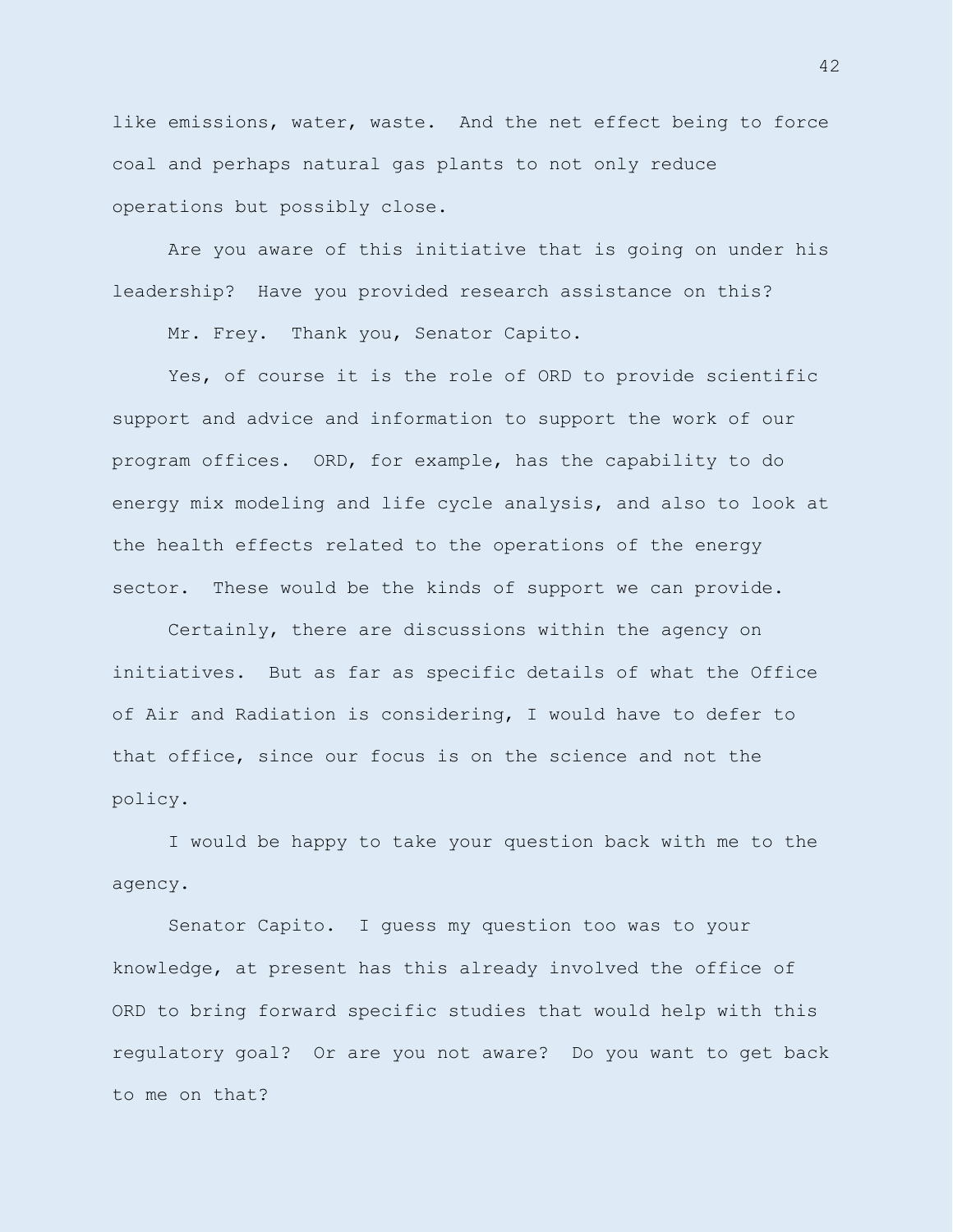like emissions, water, waste. And the net effect being to force coal and perhaps natural gas plants to not only reduce operations but possibly close.

Are you aware of this initiative that is going on under his leadership? Have you provided research assistance on this?

Mr. Frey. Thank you, Senator Capito.

Yes, of course it is the role of ORD to provide scientific support and advice and information to support the work of our program offices. ORD, for example, has the capability to do energy mix modeling and life cycle analysis, and also to look at the health effects related to the operations of the energy sector. These would be the kinds of support we can provide.

Certainly, there are discussions within the agency on initiatives. But as far as specific details of what the Office of Air and Radiation is considering, I would have to defer to that office, since our focus is on the science and not the policy.

I would be happy to take your question back with me to the agency.

Senator Capito. I guess my question too was to your knowledge, at present has this already involved the office of ORD to bring forward specific studies that would help with this regulatory goal? Or are you not aware? Do you want to get back to me on that?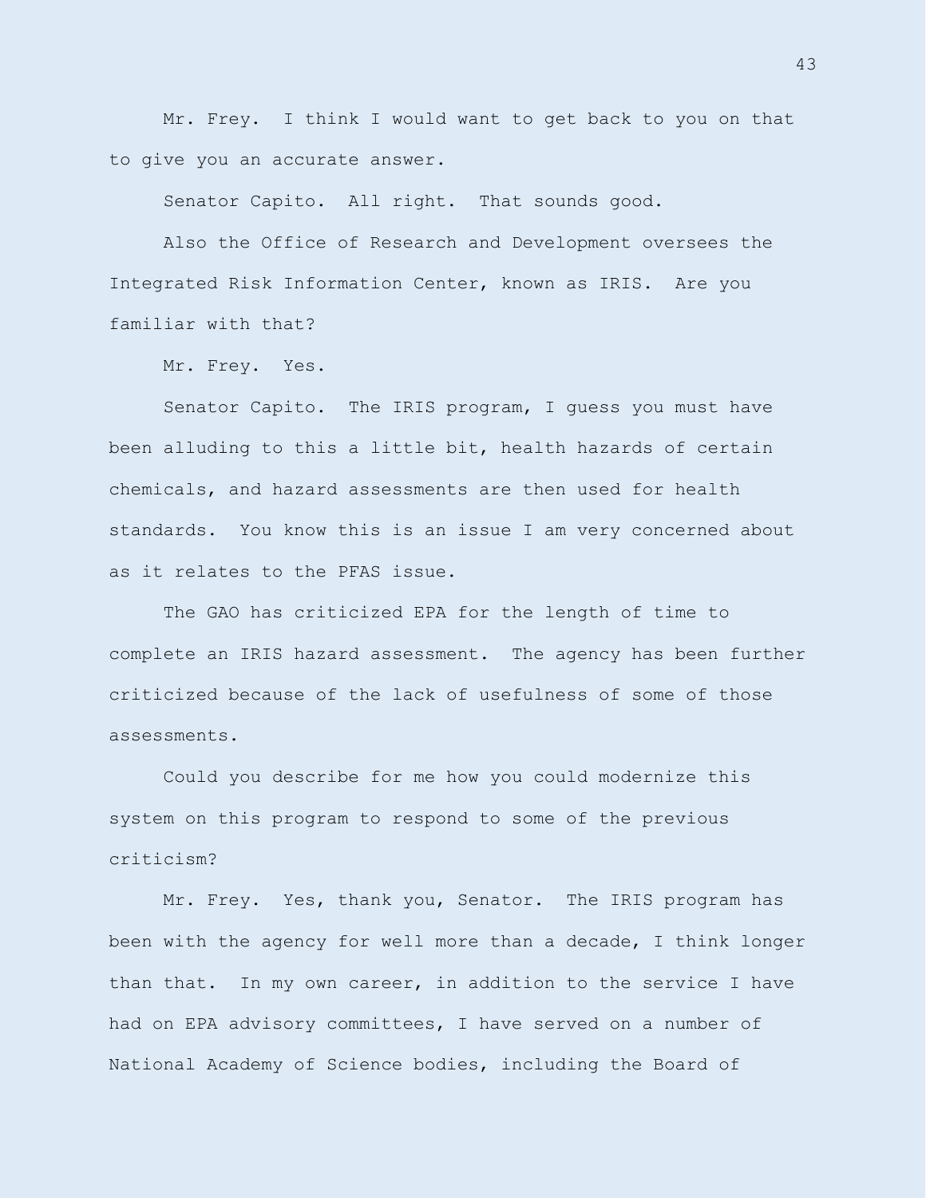Mr. Frey. I think I would want to get back to you on that to give you an accurate answer.

Senator Capito. All right. That sounds good.

Also the Office of Research and Development oversees the Integrated Risk Information Center, known as IRIS. Are you familiar with that?

Mr. Frey. Yes.

Senator Capito. The IRIS program, I guess you must have been alluding to this a little bit, health hazards of certain chemicals, and hazard assessments are then used for health standards. You know this is an issue I am very concerned about as it relates to the PFAS issue.

The GAO has criticized EPA for the length of time to complete an IRIS hazard assessment. The agency has been further criticized because of the lack of usefulness of some of those assessments.

Could you describe for me how you could modernize this system on this program to respond to some of the previous criticism?

Mr. Frey. Yes, thank you, Senator. The IRIS program has been with the agency for well more than a decade, I think longer than that. In my own career, in addition to the service I have had on EPA advisory committees, I have served on a number of National Academy of Science bodies, including the Board of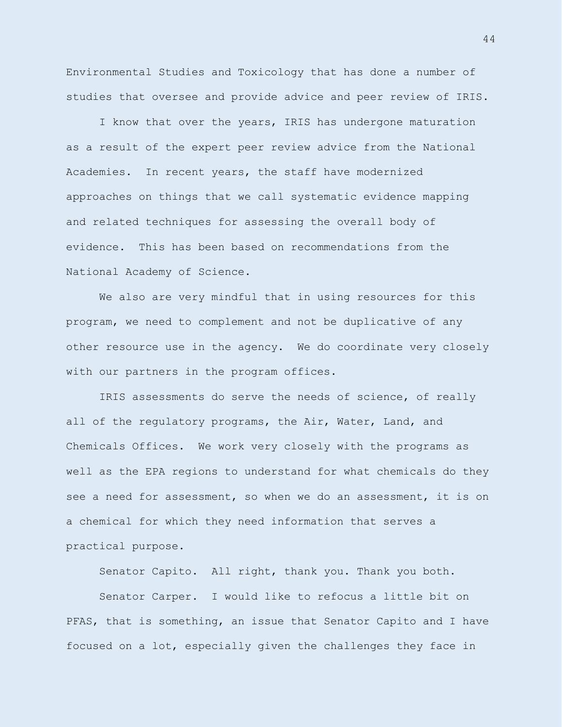Environmental Studies and Toxicology that has done a number of studies that oversee and provide advice and peer review of IRIS.

I know that over the years, IRIS has undergone maturation as a result of the expert peer review advice from the National Academies. In recent years, the staff have modernized approaches on things that we call systematic evidence mapping and related techniques for assessing the overall body of evidence. This has been based on recommendations from the National Academy of Science.

We also are very mindful that in using resources for this program, we need to complement and not be duplicative of any other resource use in the agency. We do coordinate very closely with our partners in the program offices.

IRIS assessments do serve the needs of science, of really all of the regulatory programs, the Air, Water, Land, and Chemicals Offices. We work very closely with the programs as well as the EPA regions to understand for what chemicals do they see a need for assessment, so when we do an assessment, it is on a chemical for which they need information that serves a practical purpose.

Senator Capito. All right, thank you. Thank you both.

Senator Carper. I would like to refocus a little bit on PFAS, that is something, an issue that Senator Capito and I have focused on a lot, especially given the challenges they face in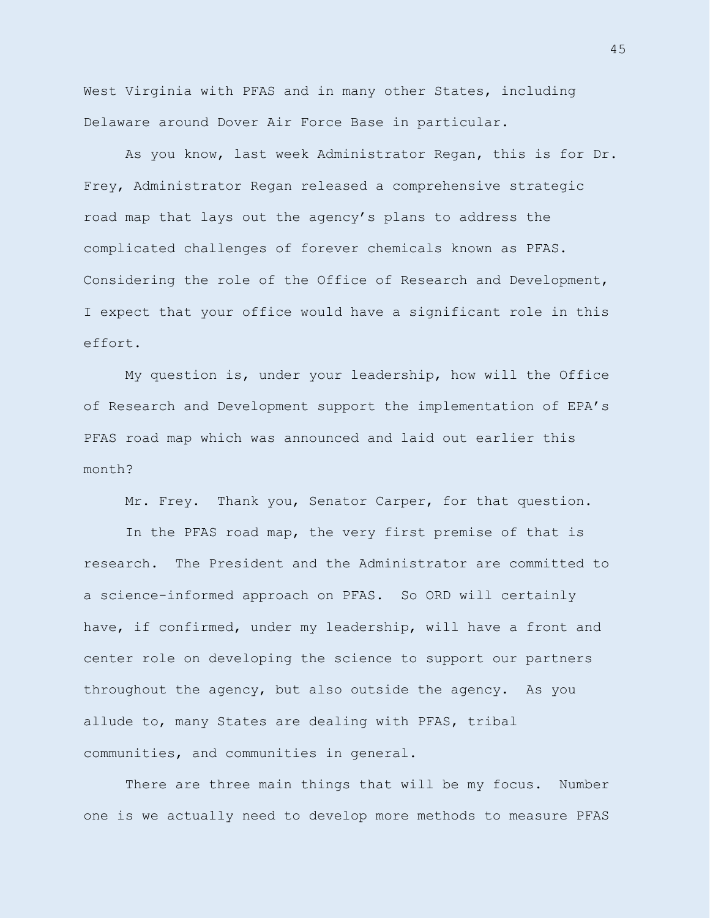West Virginia with PFAS and in many other States, including Delaware around Dover Air Force Base in particular.

As you know, last week Administrator Regan, this is for Dr. Frey, Administrator Regan released a comprehensive strategic road map that lays out the agency's plans to address the complicated challenges of forever chemicals known as PFAS. Considering the role of the Office of Research and Development, I expect that your office would have a significant role in this effort.

My question is, under your leadership, how will the Office of Research and Development support the implementation of EPA's PFAS road map which was announced and laid out earlier this month?

Mr. Frey. Thank you, Senator Carper, for that question.

In the PFAS road map, the very first premise of that is research. The President and the Administrator are committed to a science-informed approach on PFAS. So ORD will certainly have, if confirmed, under my leadership, will have a front and center role on developing the science to support our partners throughout the agency, but also outside the agency. As you allude to, many States are dealing with PFAS, tribal communities, and communities in general.

There are three main things that will be my focus. Number one is we actually need to develop more methods to measure PFAS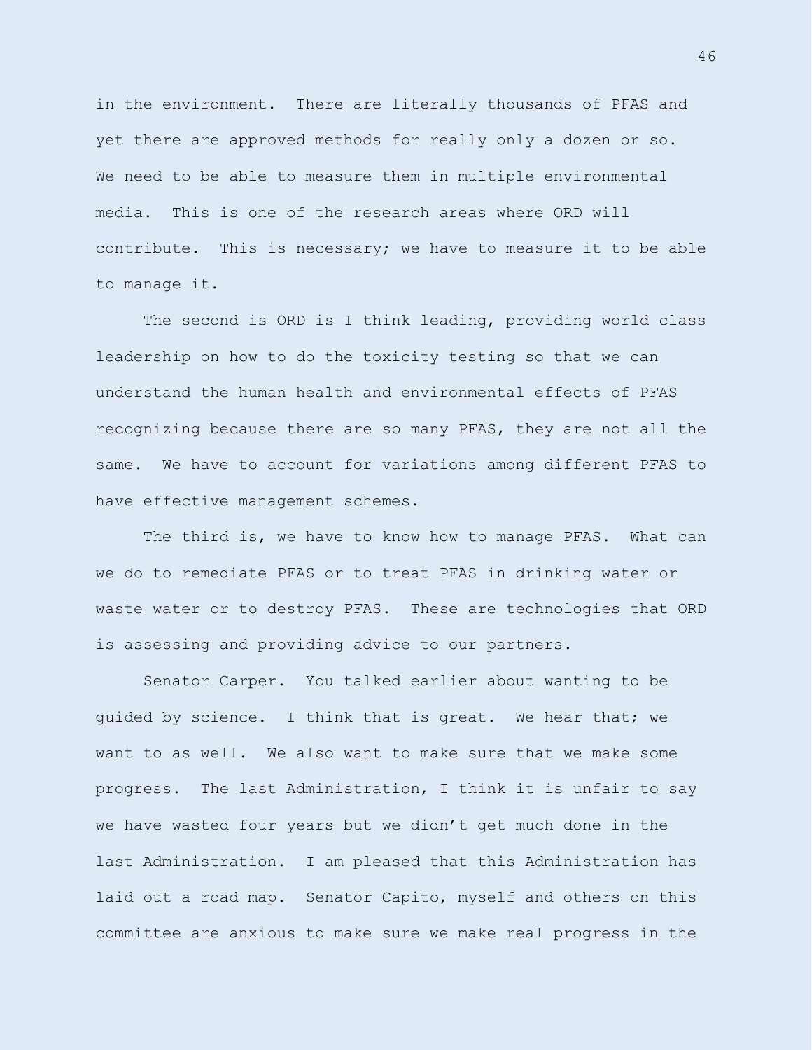in the environment. There are literally thousands of PFAS and yet there are approved methods for really only a dozen or so. We need to be able to measure them in multiple environmental media. This is one of the research areas where ORD will contribute. This is necessary; we have to measure it to be able to manage it.

The second is ORD is I think leading, providing world class leadership on how to do the toxicity testing so that we can understand the human health and environmental effects of PFAS recognizing because there are so many PFAS, they are not all the same. We have to account for variations among different PFAS to have effective management schemes.

The third is, we have to know how to manage PFAS. What can we do to remediate PFAS or to treat PFAS in drinking water or waste water or to destroy PFAS. These are technologies that ORD is assessing and providing advice to our partners.

Senator Carper. You talked earlier about wanting to be guided by science. I think that is great. We hear that; we want to as well. We also want to make sure that we make some progress. The last Administration, I think it is unfair to say we have wasted four years but we didn't get much done in the last Administration. I am pleased that this Administration has laid out a road map. Senator Capito, myself and others on this committee are anxious to make sure we make real progress in the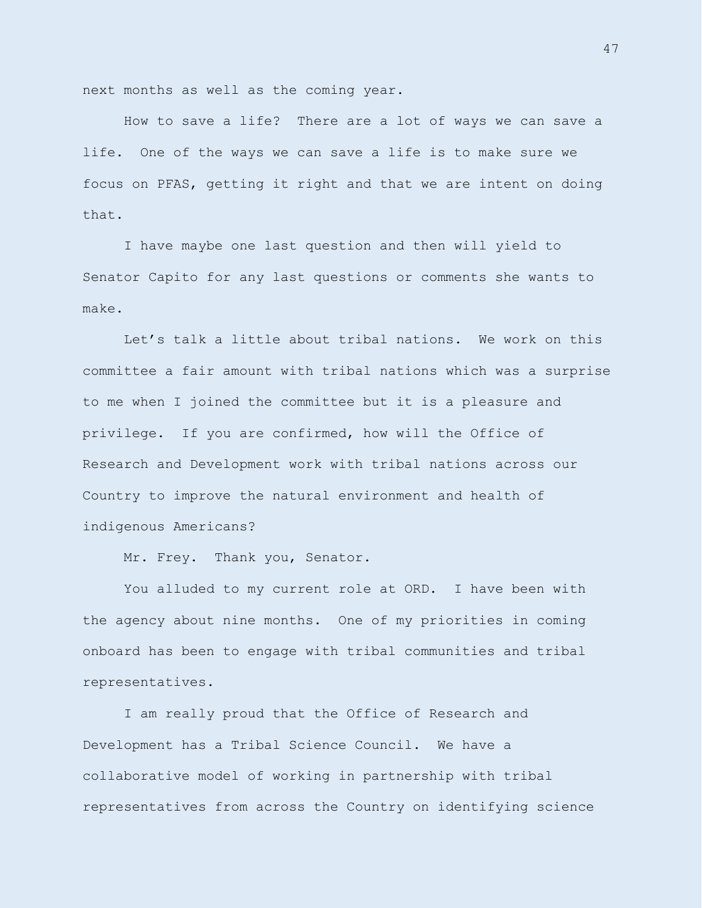next months as well as the coming year.

How to save a life? There are a lot of ways we can save a life. One of the ways we can save a life is to make sure we focus on PFAS, getting it right and that we are intent on doing that.

I have maybe one last question and then will yield to Senator Capito for any last questions or comments she wants to make.

Let's talk a little about tribal nations. We work on this committee a fair amount with tribal nations which was a surprise to me when I joined the committee but it is a pleasure and privilege. If you are confirmed, how will the Office of Research and Development work with tribal nations across our Country to improve the natural environment and health of indigenous Americans?

Mr. Frey. Thank you, Senator.

You alluded to my current role at ORD. I have been with the agency about nine months. One of my priorities in coming onboard has been to engage with tribal communities and tribal representatives.

I am really proud that the Office of Research and Development has a Tribal Science Council. We have a collaborative model of working in partnership with tribal representatives from across the Country on identifying science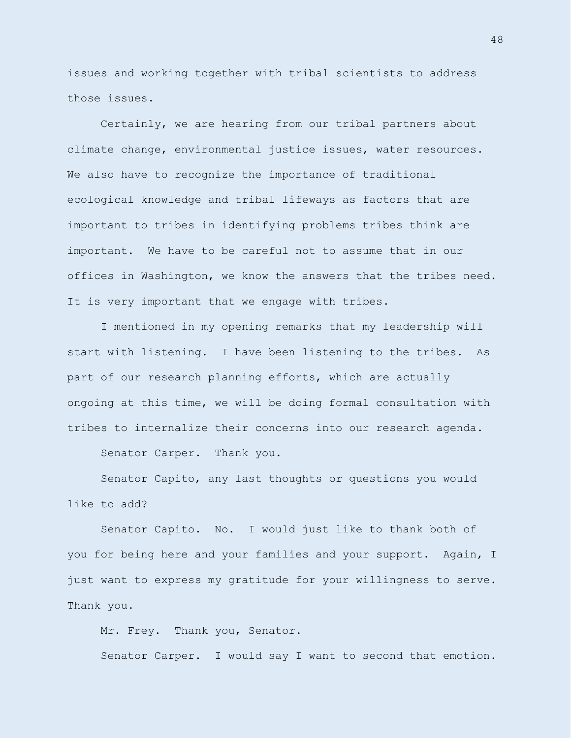issues and working together with tribal scientists to address those issues.

Certainly, we are hearing from our tribal partners about climate change, environmental justice issues, water resources. We also have to recognize the importance of traditional ecological knowledge and tribal lifeways as factors that are important to tribes in identifying problems tribes think are important. We have to be careful not to assume that in our offices in Washington, we know the answers that the tribes need. It is very important that we engage with tribes.

I mentioned in my opening remarks that my leadership will start with listening. I have been listening to the tribes. As part of our research planning efforts, which are actually ongoing at this time, we will be doing formal consultation with tribes to internalize their concerns into our research agenda.

Senator Carper. Thank you.

Senator Capito, any last thoughts or questions you would like to add?

Senator Capito. No. I would just like to thank both of you for being here and your families and your support. Again, I just want to express my gratitude for your willingness to serve. Thank you.

Mr. Frey. Thank you, Senator.

Senator Carper. I would say I want to second that emotion.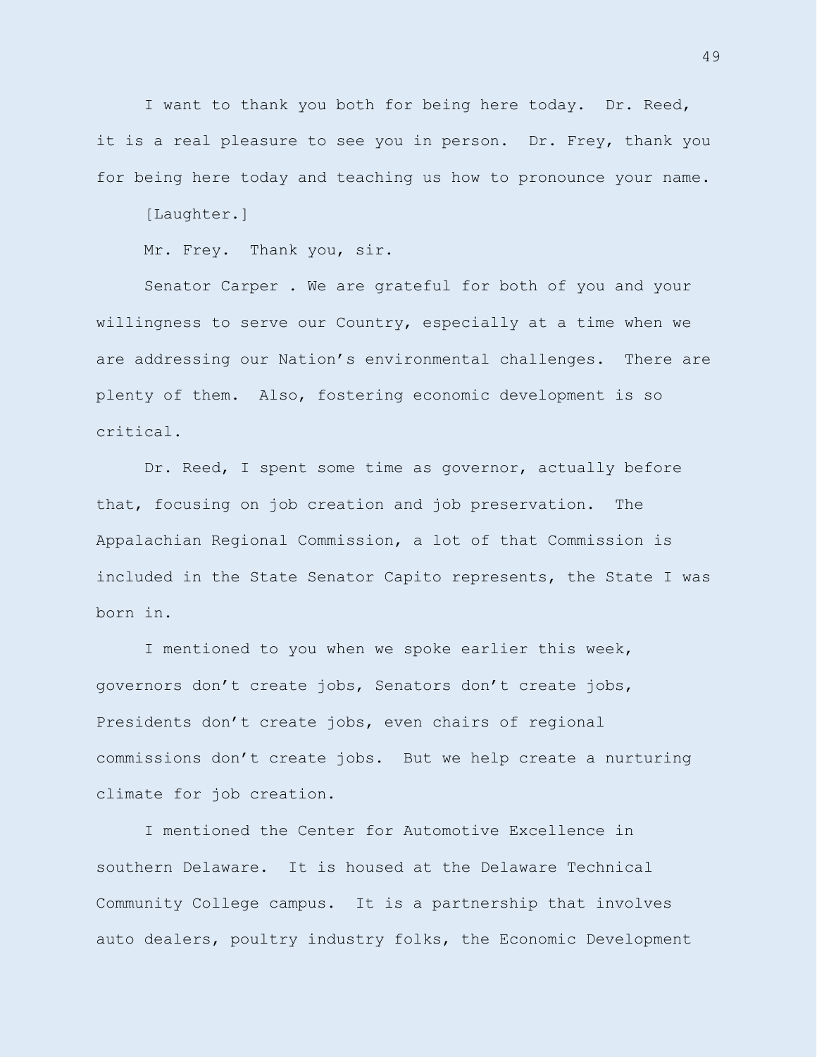I want to thank you both for being here today. Dr. Reed, it is a real pleasure to see you in person. Dr. Frey, thank you for being here today and teaching us how to pronounce your name.

[Laughter.]

Mr. Frey. Thank you, sir.

Senator Carper . We are grateful for both of you and your willingness to serve our Country, especially at a time when we are addressing our Nation's environmental challenges. There are plenty of them. Also, fostering economic development is so critical.

Dr. Reed, I spent some time as governor, actually before that, focusing on job creation and job preservation. The Appalachian Regional Commission, a lot of that Commission is included in the State Senator Capito represents, the State I was born in.

I mentioned to you when we spoke earlier this week, governors don't create jobs, Senators don't create jobs, Presidents don't create jobs, even chairs of regional commissions don't create jobs. But we help create a nurturing climate for job creation.

I mentioned the Center for Automotive Excellence in southern Delaware. It is housed at the Delaware Technical Community College campus. It is a partnership that involves auto dealers, poultry industry folks, the Economic Development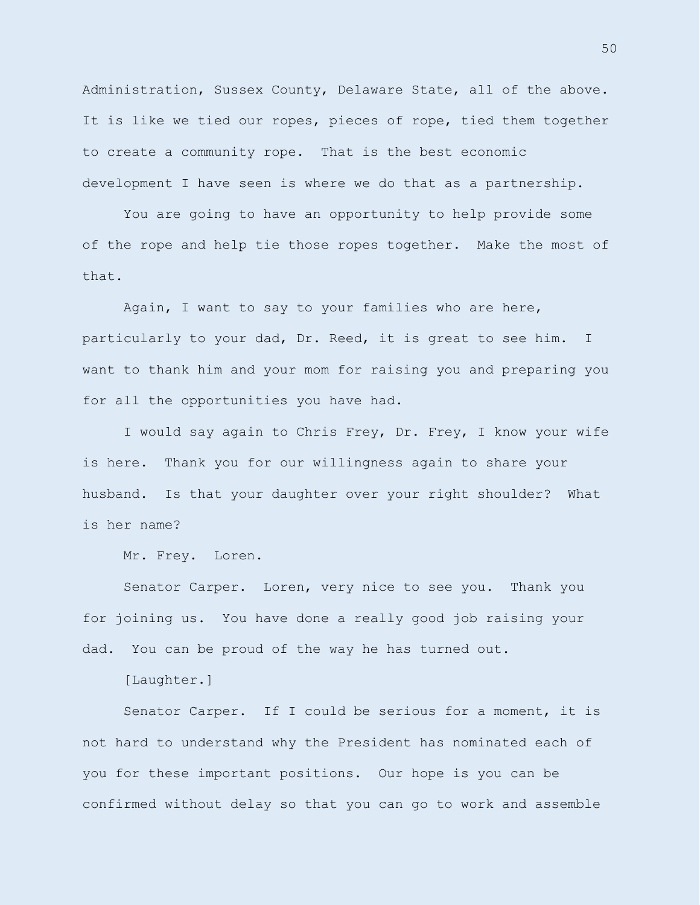Administration, Sussex County, Delaware State, all of the above. It is like we tied our ropes, pieces of rope, tied them together to create a community rope. That is the best economic development I have seen is where we do that as a partnership.

You are going to have an opportunity to help provide some of the rope and help tie those ropes together. Make the most of that.

Again, I want to say to your families who are here, particularly to your dad, Dr. Reed, it is great to see him. I want to thank him and your mom for raising you and preparing you for all the opportunities you have had.

I would say again to Chris Frey, Dr. Frey, I know your wife is here. Thank you for our willingness again to share your husband. Is that your daughter over your right shoulder? What is her name?

Mr. Frey. Loren.

Senator Carper. Loren, very nice to see you. Thank you for joining us. You have done a really good job raising your dad. You can be proud of the way he has turned out.

[Laughter.]

Senator Carper. If I could be serious for a moment, it is not hard to understand why the President has nominated each of you for these important positions. Our hope is you can be confirmed without delay so that you can go to work and assemble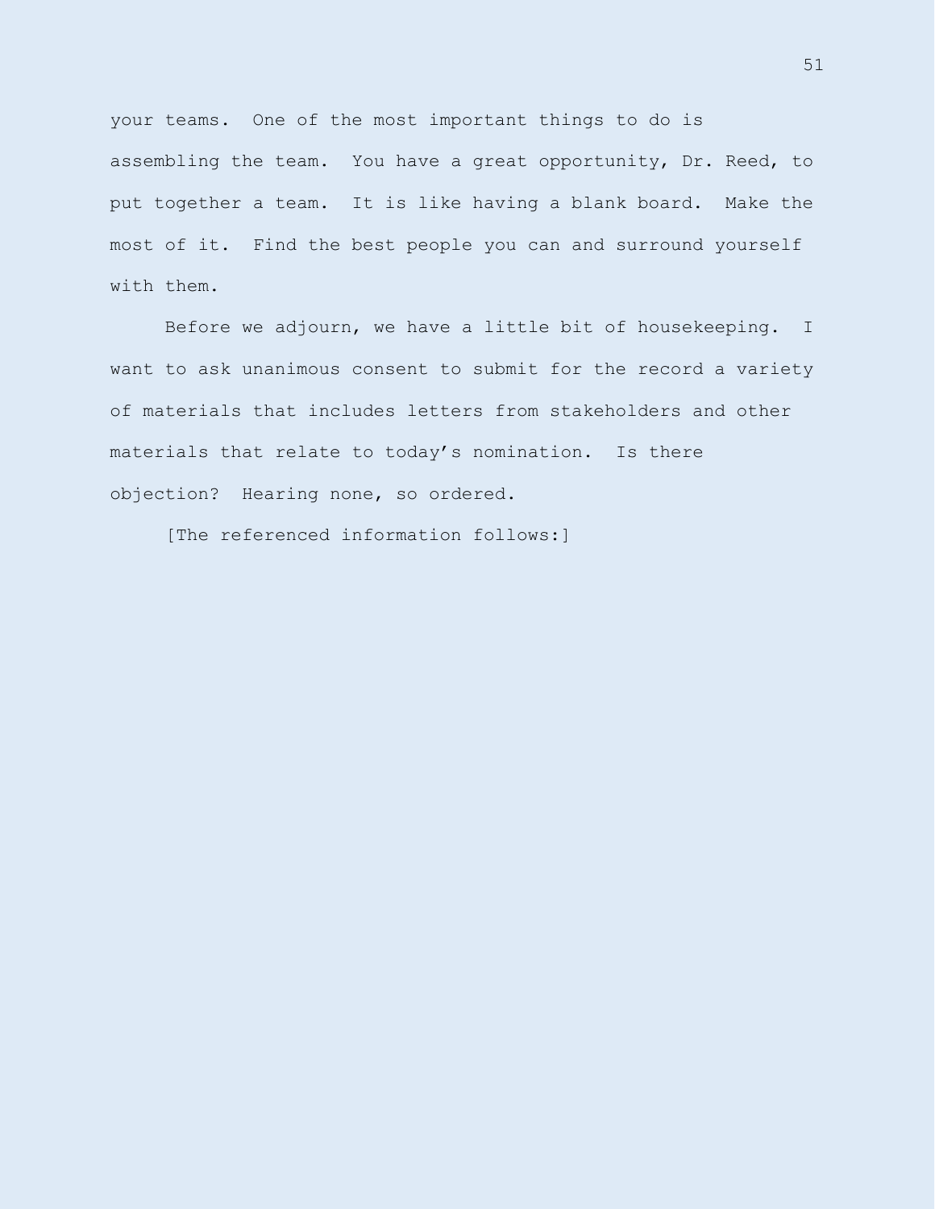your teams. One of the most important things to do is assembling the team. You have a great opportunity, Dr. Reed, to put together a team. It is like having a blank board. Make the most of it. Find the best people you can and surround yourself with them.

Before we adjourn, we have a little bit of housekeeping. I want to ask unanimous consent to submit for the record a variety of materials that includes letters from stakeholders and other materials that relate to today's nomination. Is there objection? Hearing none, so ordered.

[The referenced information follows:]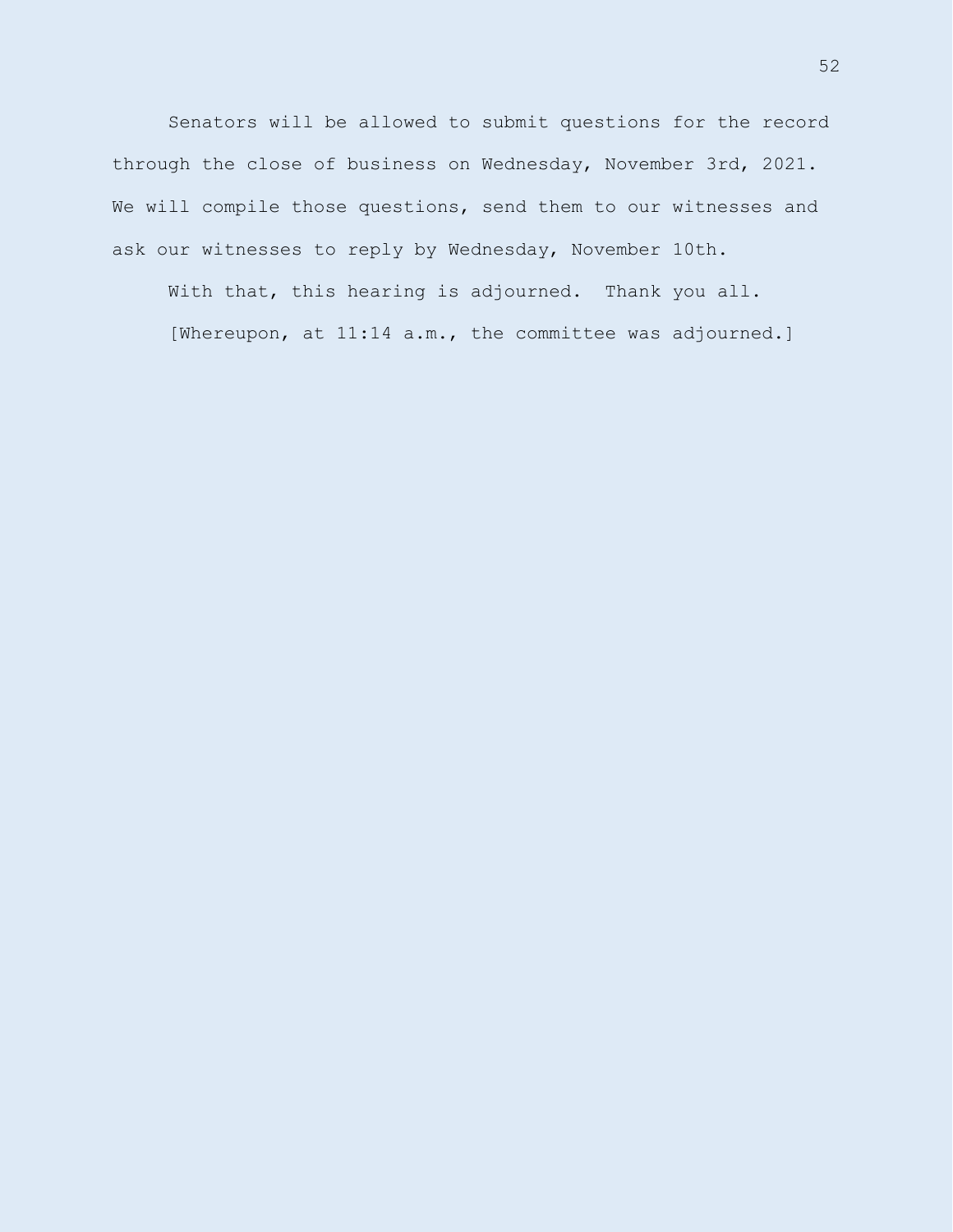Senators will be allowed to submit questions for the record through the close of business on Wednesday, November 3rd, 2021. We will compile those questions, send them to our witnesses and ask our witnesses to reply by Wednesday, November 10th.

With that, this hearing is adjourned. Thank you all.

[Whereupon, at 11:14 a.m., the committee was adjourned.]